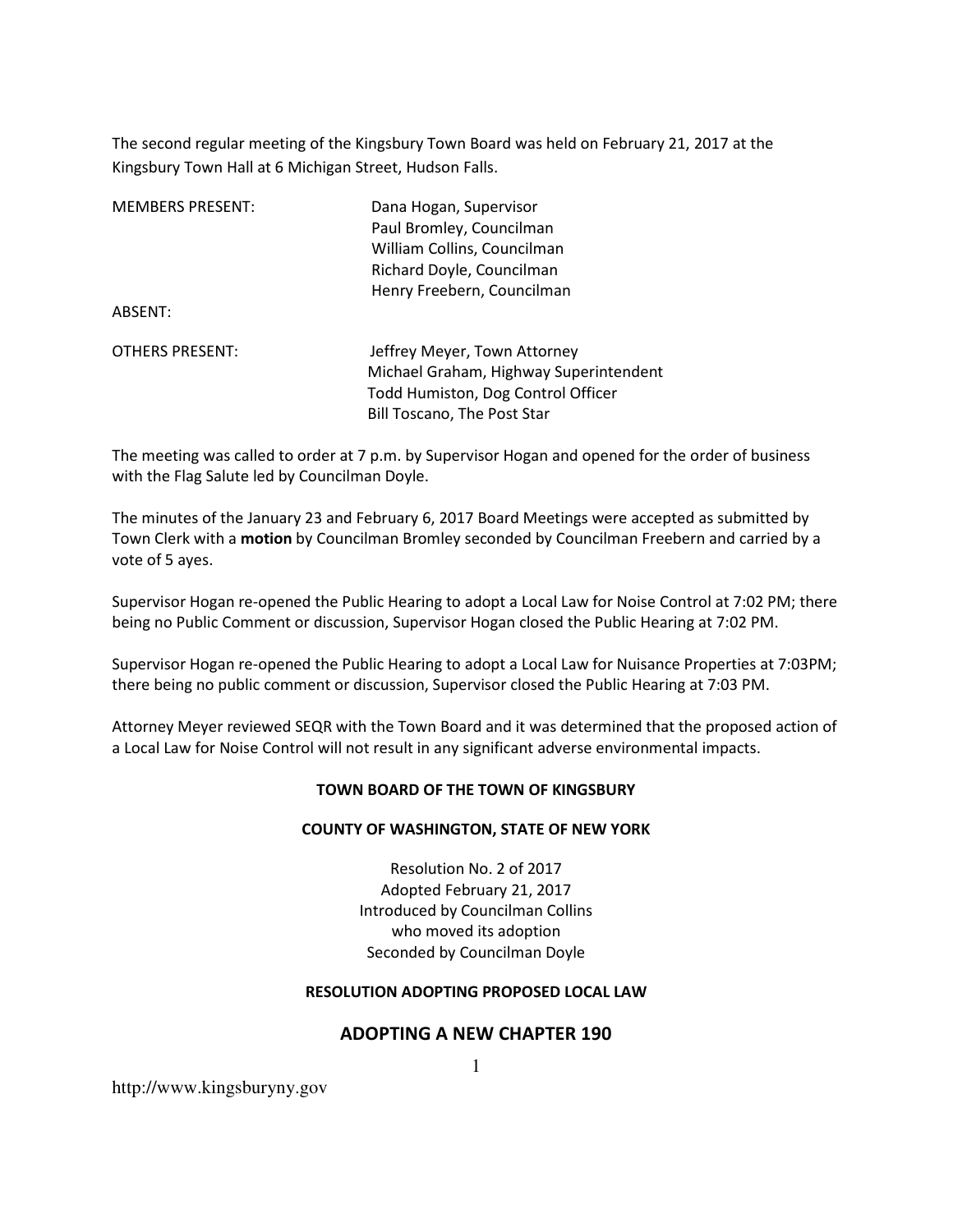The second regular meeting of the Kingsbury Town Board was held on February 21, 2017 at the Kingsbury Town Hall at 6 Michigan Street, Hudson Falls.

MEMBERS PRESENT: Dana Hogan, Supervisor
Paul Bromley, Councilman
William Collins, Councilman
Richard Doyle, Councilman
Henry Freebern, Councilman

ABSENT:

OTHERS PRESENT: Jeffrey Meyer, Town Attorney
Michael Graham, Highway Superintendent
Todd Humiston, Dog Control Officer
Bill Toscano, The Post Star

The meeting was called to order at 7 p.m. by Supervisor Hogan and opened for the order of business with the Flag Salute led by Councilman Doyle.

The minutes of the January 23 and February 6, 2017 Board Meetings were accepted as submitted by Town Clerk with a **motion** by Councilman Bromley seconded by Councilman Freebern and carried by a vote of 5 ayes.

Supervisor Hogan re-opened the Public Hearing to adopt a Local Law for Noise Control at 7:02 PM; there being no Public Comment or discussion, Supervisor Hogan closed the Public Hearing at 7:02 PM.

Supervisor Hogan re-opened the Public Hearing to adopt a Local Law for Nuisance Properties at 7:03PM; there being no public comment or discussion, Supervisor closed the Public Hearing at 7:03 PM.

Attorney Meyer reviewed SEQR with the Town Board and it was determined that the proposed action of a Local Law for Noise Control will not result in any significant adverse environmental impacts.

**TOWN BOARD OF THE TOWN OF KINGSBURY**

**COUNTY OF WASHINGTON, STATE OF NEW YORK**

Resolution No. 2 of 2017
Adopted February 21, 2017
Introduced by Councilman Collins
who moved its adoption
Seconded by Councilman Doyle

**RESOLUTION ADOPTING PROPOSED LOCAL LAW**

## ADOPTING A NEW CHAPTER 190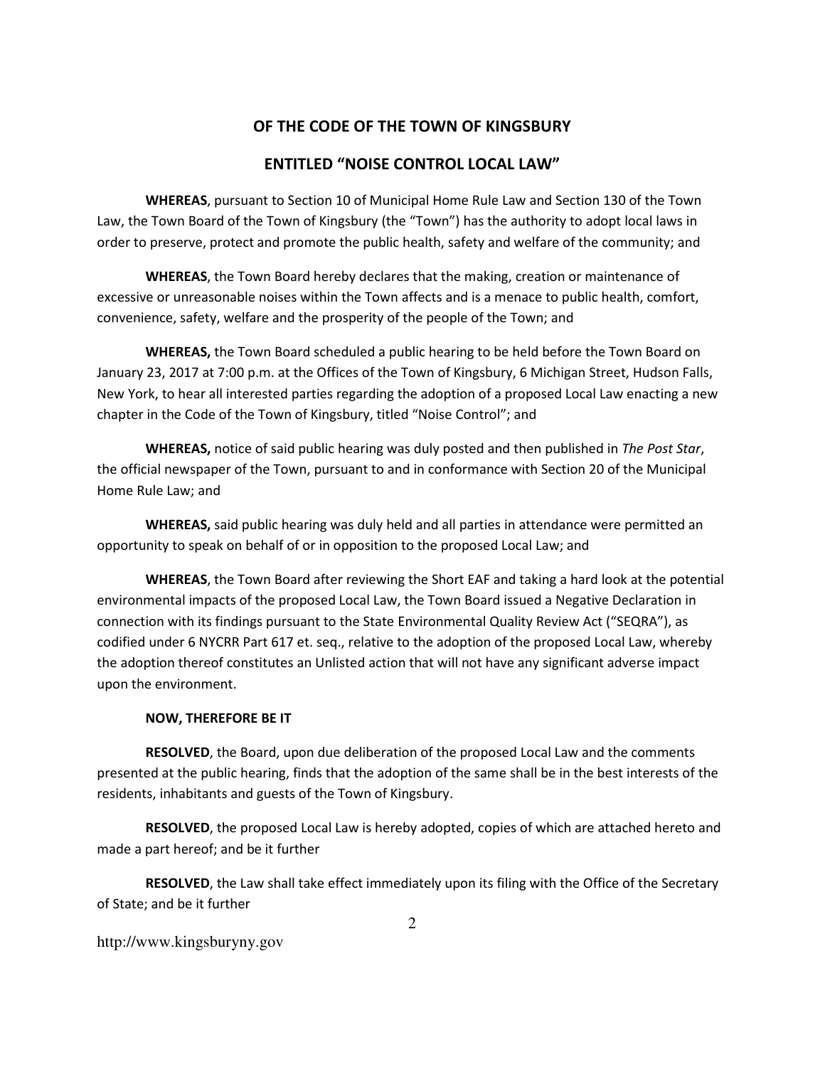## OF THE CODE OF THE TOWN OF KINGSBURY

## ENTITLED "NOISE CONTROL LOCAL LAW"

**WHEREAS**, pursuant to Section 10 of Municipal Home Rule Law and Section 130 of the Town Law, the Town Board of the Town of Kingsbury (the "Town") has the authority to adopt local laws in order to preserve, protect and promote the public health, safety and welfare of the community; and

**WHEREAS**, the Town Board hereby declares that the making, creation or maintenance of excessive or unreasonable noises within the Town affects and is a menace to public health, comfort, convenience, safety, welfare and the prosperity of the people of the Town; and

**WHEREAS,** the Town Board scheduled a public hearing to be held before the Town Board on January 23, 2017 at 7:00 p.m. at the Offices of the Town of Kingsbury, 6 Michigan Street, Hudson Falls, New York, to hear all interested parties regarding the adoption of a proposed Local Law enacting a new chapter in the Code of the Town of Kingsbury, titled "Noise Control"; and

**WHEREAS,** notice of said public hearing was duly posted and then published in *The Post Star*, the official newspaper of the Town, pursuant to and in conformance with Section 20 of the Municipal Home Rule Law; and

**WHEREAS,** said public hearing was duly held and all parties in attendance were permitted an opportunity to speak on behalf of or in opposition to the proposed Local Law; and

**WHEREAS**, the Town Board after reviewing the Short EAF and taking a hard look at the potential environmental impacts of the proposed Local Law, the Town Board issued a Negative Declaration in connection with its findings pursuant to the State Environmental Quality Review Act ("SEQRA"), as codified under 6 NYCRR Part 617 et. seq., relative to the adoption of the proposed Local Law, whereby the adoption thereof constitutes an Unlisted action that will not have any significant adverse impact upon the environment.

**NOW, THEREFORE BE IT**

**RESOLVED**, the Board, upon due deliberation of the proposed Local Law and the comments presented at the public hearing, finds that the adoption of the same shall be in the best interests of the residents, inhabitants and guests of the Town of Kingsbury.

**RESOLVED**, the proposed Local Law is hereby adopted, copies of which are attached hereto and made a part hereof; and be it further

**RESOLVED**, the Law shall take effect immediately upon its filing with the Office of the Secretary of State; and be it further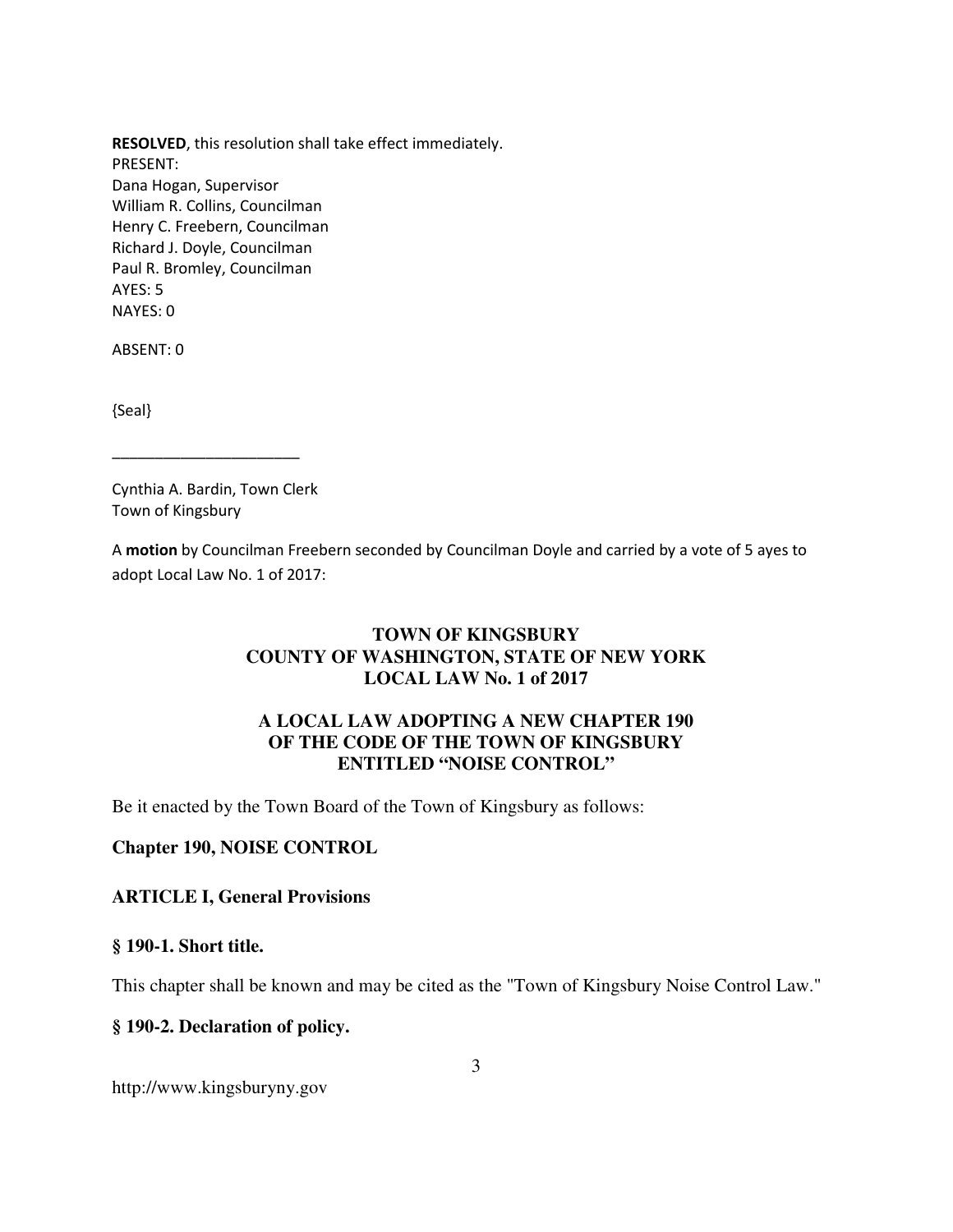**RESOLVED**, this resolution shall take effect immediately.
PRESENT:
Dana Hogan, Supervisor
William R. Collins, Councilman
Henry C. Freebern, Councilman
Richard J. Doyle, Councilman
Paul R. Bromley, Councilman
AYES: 5
NAYES: 0

ABSENT: 0

{Seal}

\_\_\_\_\_\_\_\_\_\_\_\_\_\_\_\_\_\_\_\_\_\_

Cynthia A. Bardin, Town Clerk
Town of Kingsbury

A **motion** by Councilman Freebern seconded by Councilman Doyle and carried by a vote of 5 ayes to adopt Local Law No. 1 of 2017:

**TOWN OF KINGSBURY**
**COUNTY OF WASHINGTON, STATE OF NEW YORK**
**LOCAL LAW No. 1 of 2017**

**A LOCAL LAW ADOPTING A NEW CHAPTER 190**
**OF THE CODE OF THE TOWN OF KINGSBURY**
**ENTITLED "NOISE CONTROL"**

Be it enacted by the Town Board of the Town of Kingsbury as follows:

## Chapter 190, NOISE CONTROL

## ARTICLE I, General Provisions

### § 190-1. Short title.

This chapter shall be known and may be cited as the "Town of Kingsbury Noise Control Law."

### § 190-2. Declaration of policy.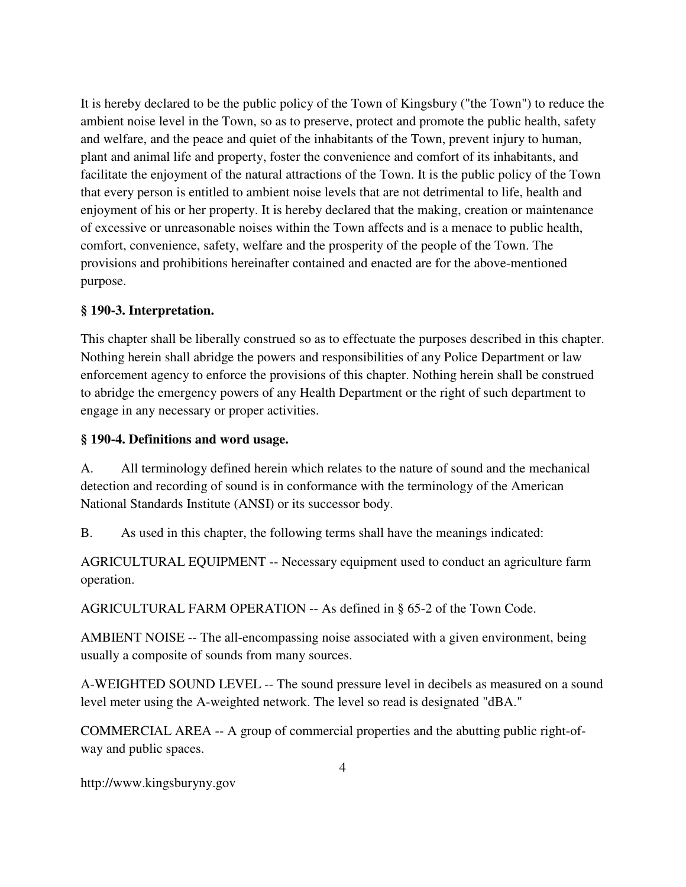It is hereby declared to be the public policy of the Town of Kingsbury ("the Town") to reduce the ambient noise level in the Town, so as to preserve, protect and promote the public health, safety and welfare, and the peace and quiet of the inhabitants of the Town, prevent injury to human, plant and animal life and property, foster the convenience and comfort of its inhabitants, and facilitate the enjoyment of the natural attractions of the Town. It is the public policy of the Town that every person is entitled to ambient noise levels that are not detrimental to life, health and enjoyment of his or her property. It is hereby declared that the making, creation or maintenance of excessive or unreasonable noises within the Town affects and is a menace to public health, comfort, convenience, safety, welfare and the prosperity of the people of the Town. The provisions and prohibitions hereinafter contained and enacted are for the above-mentioned purpose.

### § 190-3. Interpretation.

This chapter shall be liberally construed so as to effectuate the purposes described in this chapter. Nothing herein shall abridge the powers and responsibilities of any Police Department or law enforcement agency to enforce the provisions of this chapter. Nothing herein shall be construed to abridge the emergency powers of any Health Department or the right of such department to engage in any necessary or proper activities.

### § 190-4. Definitions and word usage.

A. All terminology defined herein which relates to the nature of sound and the mechanical detection and recording of sound is in conformance with the terminology of the American National Standards Institute (ANSI) or its successor body.

B. As used in this chapter, the following terms shall have the meanings indicated:

AGRICULTURAL EQUIPMENT -- Necessary equipment used to conduct an agriculture farm operation.

AGRICULTURAL FARM OPERATION -- As defined in § 65-2 of the Town Code.

AMBIENT NOISE -- The all-encompassing noise associated with a given environment, being usually a composite of sounds from many sources.

A-WEIGHTED SOUND LEVEL -- The sound pressure level in decibels as measured on a sound level meter using the A-weighted network. The level so read is designated "dBA."

COMMERCIAL AREA -- A group of commercial properties and the abutting public right-of-way and public spaces.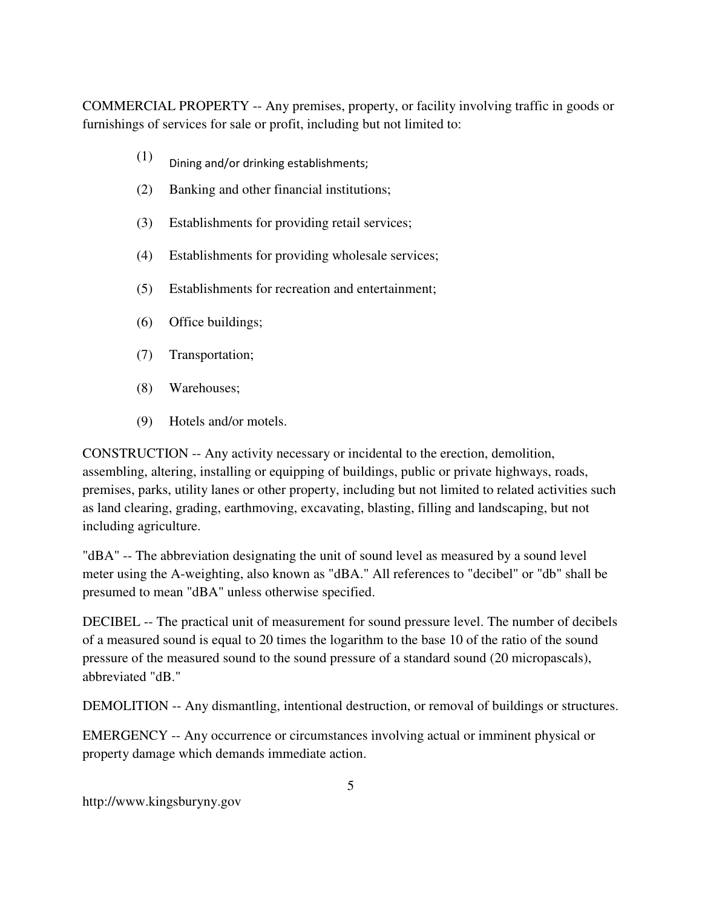COMMERCIAL PROPERTY -- Any premises, property, or facility involving traffic in goods or furnishings of services for sale or profit, including but not limited to:

(1) Dining and/or drinking establishments;

(2) Banking and other financial institutions;

(3) Establishments for providing retail services;

(4) Establishments for providing wholesale services;

(5) Establishments for recreation and entertainment;

(6) Office buildings;

(7) Transportation;

(8) Warehouses;

(9) Hotels and/or motels.

CONSTRUCTION -- Any activity necessary or incidental to the erection, demolition, assembling, altering, installing or equipping of buildings, public or private highways, roads, premises, parks, utility lanes or other property, including but not limited to related activities such as land clearing, grading, earthmoving, excavating, blasting, filling and landscaping, but not including agriculture.

"dBA" -- The abbreviation designating the unit of sound level as measured by a sound level meter using the A-weighting, also known as "dBA." All references to "decibel" or "db" shall be presumed to mean "dBA" unless otherwise specified.

DECIBEL -- The practical unit of measurement for sound pressure level. The number of decibels of a measured sound is equal to 20 times the logarithm to the base 10 of the ratio of the sound pressure of the measured sound to the sound pressure of a standard sound (20 micropascals), abbreviated "dB."

DEMOLITION -- Any dismantling, intentional destruction, or removal of buildings or structures.

EMERGENCY -- Any occurrence or circumstances involving actual or imminent physical or property damage which demands immediate action.

http://www.kingsburyny.gov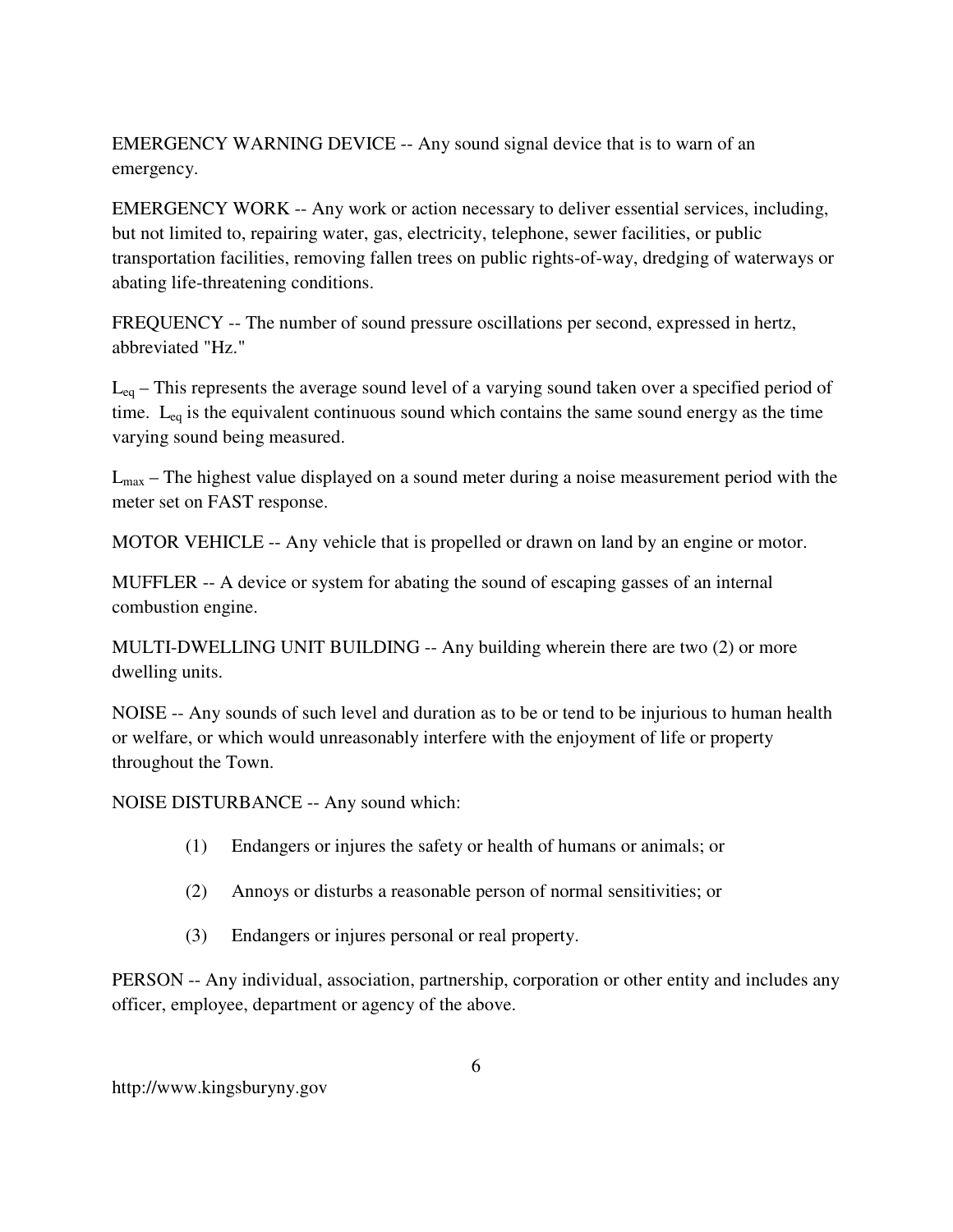EMERGENCY WARNING DEVICE -- Any sound signal device that is to warn of an emergency.

EMERGENCY WORK -- Any work or action necessary to deliver essential services, including, but not limited to, repairing water, gas, electricity, telephone, sewer facilities, or public transportation facilities, removing fallen trees on public rights-of-way, dredging of waterways or abating life-threatening conditions.

FREQUENCY -- The number of sound pressure oscillations per second, expressed in hertz, abbreviated "Hz."

$L_{eq}$ – This represents the average sound level of a varying sound taken over a specified period of time. $L_{eq}$ is the equivalent continuous sound which contains the same sound energy as the time varying sound being measured.

$L_{max}$ – The highest value displayed on a sound meter during a noise measurement period with the meter set on FAST response.

MOTOR VEHICLE -- Any vehicle that is propelled or drawn on land by an engine or motor.

MUFFLER -- A device or system for abating the sound of escaping gasses of an internal combustion engine.

MULTI-DWELLING UNIT BUILDING -- Any building wherein there are two (2) or more dwelling units.

NOISE -- Any sounds of such level and duration as to be or tend to be injurious to human health or welfare, or which would unreasonably interfere with the enjoyment of life or property throughout the Town.

NOISE DISTURBANCE -- Any sound which:

(1) Endangers or injures the safety or health of humans or animals; or

(2) Annoys or disturbs a reasonable person of normal sensitivities; or

(3) Endangers or injures personal or real property.

PERSON -- Any individual, association, partnership, corporation or other entity and includes any officer, employee, department or agency of the above.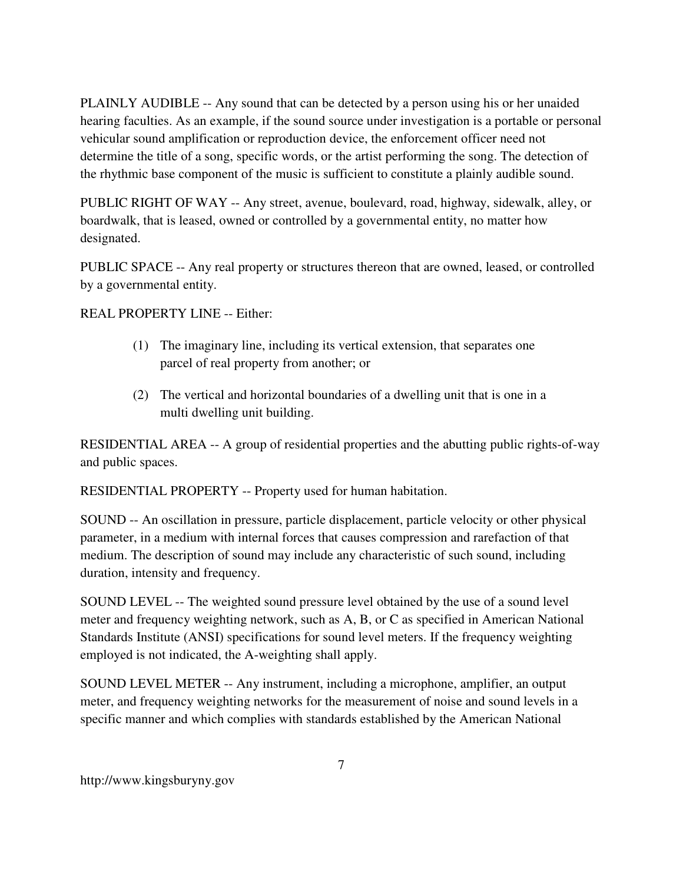PLAINLY AUDIBLE -- Any sound that can be detected by a person using his or her unaided hearing faculties. As an example, if the sound source under investigation is a portable or personal vehicular sound amplification or reproduction device, the enforcement officer need not determine the title of a song, specific words, or the artist performing the song. The detection of the rhythmic base component of the music is sufficient to constitute a plainly audible sound.

PUBLIC RIGHT OF WAY -- Any street, avenue, boulevard, road, highway, sidewalk, alley, or boardwalk, that is leased, owned or controlled by a governmental entity, no matter how designated.

PUBLIC SPACE -- Any real property or structures thereon that are owned, leased, or controlled by a governmental entity.

REAL PROPERTY LINE -- Either:

(1) The imaginary line, including its vertical extension, that separates one parcel of real property from another; or

(2) The vertical and horizontal boundaries of a dwelling unit that is one in a multi dwelling unit building.

RESIDENTIAL AREA -- A group of residential properties and the abutting public rights-of-way and public spaces.

RESIDENTIAL PROPERTY -- Property used for human habitation.

SOUND -- An oscillation in pressure, particle displacement, particle velocity or other physical parameter, in a medium with internal forces that causes compression and rarefaction of that medium. The description of sound may include any characteristic of such sound, including duration, intensity and frequency.

SOUND LEVEL -- The weighted sound pressure level obtained by the use of a sound level meter and frequency weighting network, such as A, B, or C as specified in American National Standards Institute (ANSI) specifications for sound level meters. If the frequency weighting employed is not indicated, the A-weighting shall apply.

SOUND LEVEL METER -- Any instrument, including a microphone, amplifier, an output meter, and frequency weighting networks for the measurement of noise and sound levels in a specific manner and which complies with standards established by the American National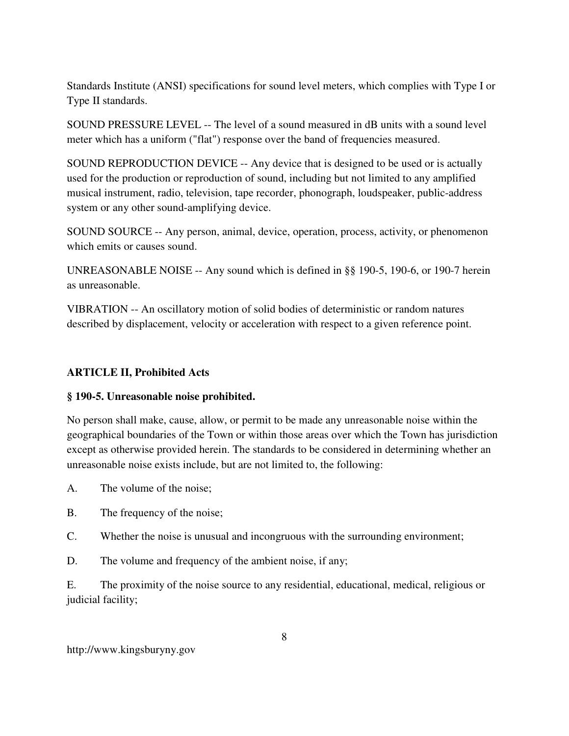Standards Institute (ANSI) specifications for sound level meters, which complies with Type I or Type II standards.

SOUND PRESSURE LEVEL -- The level of a sound measured in dB units with a sound level meter which has a uniform ("flat") response over the band of frequencies measured.

SOUND REPRODUCTION DEVICE -- Any device that is designed to be used or is actually used for the production or reproduction of sound, including but not limited to any amplified musical instrument, radio, television, tape recorder, phonograph, loudspeaker, public-address system or any other sound-amplifying device.

SOUND SOURCE -- Any person, animal, device, operation, process, activity, or phenomenon which emits or causes sound.

UNREASONABLE NOISE -- Any sound which is defined in §§ 190-5, 190-6, or 190-7 herein as unreasonable.

VIBRATION -- An oscillatory motion of solid bodies of deterministic or random natures described by displacement, velocity or acceleration with respect to a given reference point.

**ARTICLE II, Prohibited Acts**

**§ 190-5. Unreasonable noise prohibited.**

No person shall make, cause, allow, or permit to be made any unreasonable noise within the geographical boundaries of the Town or within those areas over which the Town has jurisdiction except as otherwise provided herein. The standards to be considered in determining whether an unreasonable noise exists include, but are not limited to, the following:

A. The volume of the noise;

B. The frequency of the noise;

C. Whether the noise is unusual and incongruous with the surrounding environment;

D. The volume and frequency of the ambient noise, if any;

E. The proximity of the noise source to any residential, educational, medical, religious or judicial facility;

http://www.kingsburyny.gov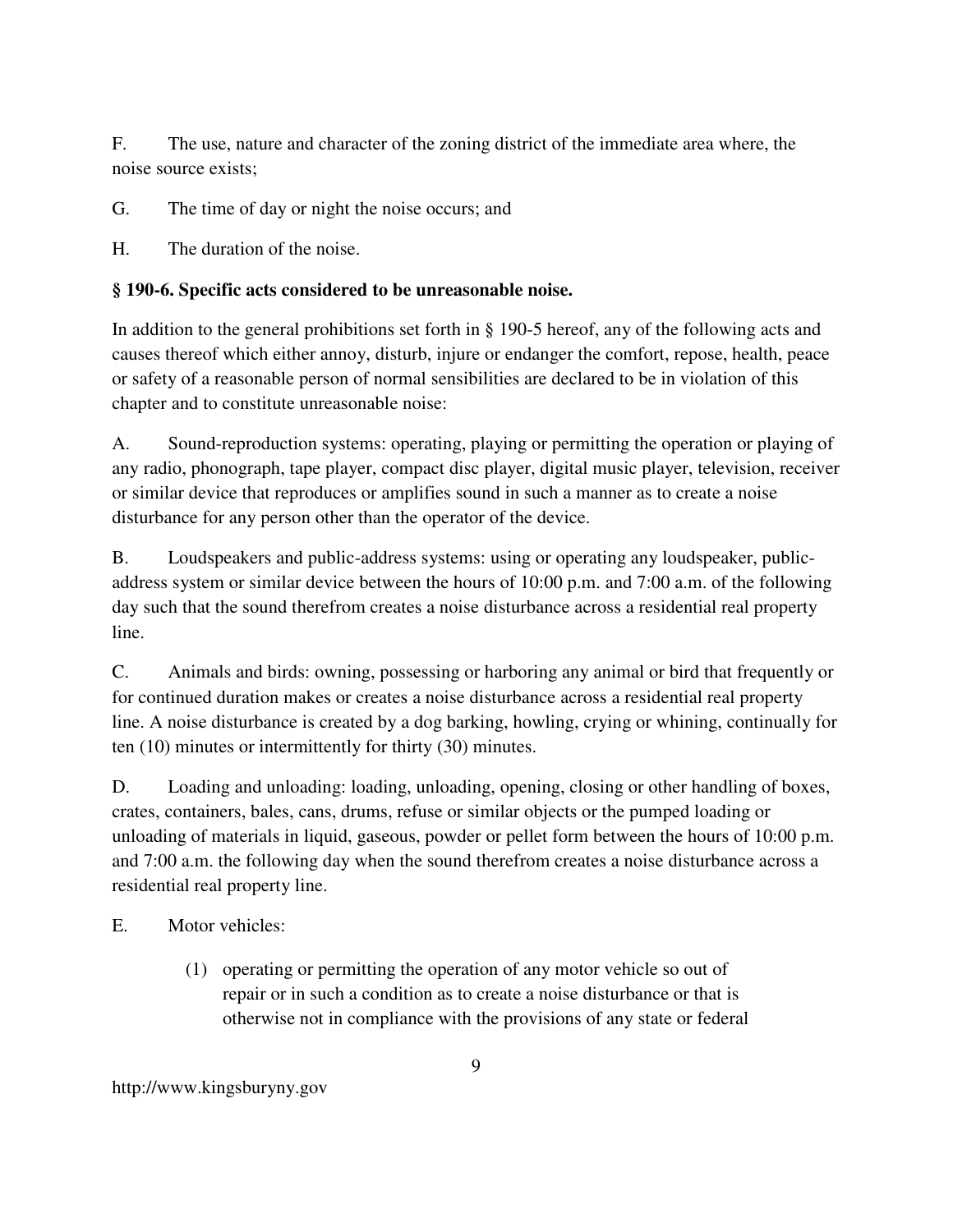F. The use, nature and character of the zoning district of the immediate area where, the noise source exists;

G. The time of day or night the noise occurs; and

H. The duration of the noise.

**§ 190-6. Specific acts considered to be unreasonable noise.**

In addition to the general prohibitions set forth in § 190-5 hereof, any of the following acts and causes thereof which either annoy, disturb, injure or endanger the comfort, repose, health, peace or safety of a reasonable person of normal sensibilities are declared to be in violation of this chapter and to constitute unreasonable noise:

A. Sound-reproduction systems: operating, playing or permitting the operation or playing of any radio, phonograph, tape player, compact disc player, digital music player, television, receiver or similar device that reproduces or amplifies sound in such a manner as to create a noise disturbance for any person other than the operator of the device.

B. Loudspeakers and public-address systems: using or operating any loudspeaker, public-address system or similar device between the hours of 10:00 p.m. and 7:00 a.m. of the following day such that the sound therefrom creates a noise disturbance across a residential real property line.

C. Animals and birds: owning, possessing or harboring any animal or bird that frequently or for continued duration makes or creates a noise disturbance across a residential real property line. A noise disturbance is created by a dog barking, howling, crying or whining, continually for ten (10) minutes or intermittently for thirty (30) minutes.

D. Loading and unloading: loading, unloading, opening, closing or other handling of boxes, crates, containers, bales, cans, drums, refuse or similar objects or the pumped loading or unloading of materials in liquid, gaseous, powder or pellet form between the hours of 10:00 p.m. and 7:00 a.m. the following day when the sound therefrom creates a noise disturbance across a residential real property line.

E. Motor vehicles:

(1) operating or permitting the operation of any motor vehicle so out of repair or in such a condition as to create a noise disturbance or that is otherwise not in compliance with the provisions of any state or federal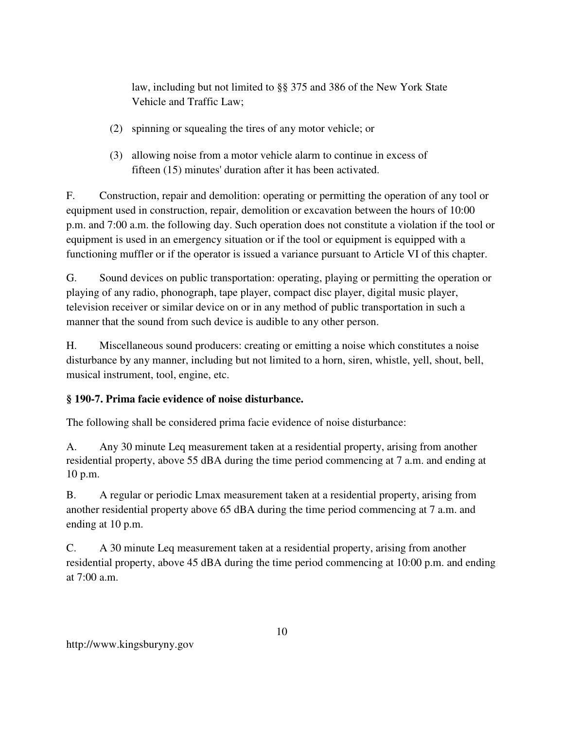law, including but not limited to §§ 375 and 386 of the New York State Vehicle and Traffic Law;

(2) spinning or squealing the tires of any motor vehicle; or

(3) allowing noise from a motor vehicle alarm to continue in excess of fifteen (15) minutes' duration after it has been activated.

F. Construction, repair and demolition: operating or permitting the operation of any tool or equipment used in construction, repair, demolition or excavation between the hours of 10:00 p.m. and 7:00 a.m. the following day. Such operation does not constitute a violation if the tool or equipment is used in an emergency situation or if the tool or equipment is equipped with a functioning muffler or if the operator is issued a variance pursuant to Article VI of this chapter.

G. Sound devices on public transportation: operating, playing or permitting the operation or playing of any radio, phonograph, tape player, compact disc player, digital music player, television receiver or similar device on or in any method of public transportation in such a manner that the sound from such device is audible to any other person.

H. Miscellaneous sound producers: creating or emitting a noise which constitutes a noise disturbance by any manner, including but not limited to a horn, siren, whistle, yell, shout, bell, musical instrument, tool, engine, etc.

**§ 190-7. Prima facie evidence of noise disturbance.**

The following shall be considered prima facie evidence of noise disturbance:

A. Any 30 minute Leq measurement taken at a residential property, arising from another residential property, above 55 dBA during the time period commencing at 7 a.m. and ending at 10 p.m.

B. A regular or periodic Lmax measurement taken at a residential property, arising from another residential property above 65 dBA during the time period commencing at 7 a.m. and ending at 10 p.m.

C. A 30 minute Leq measurement taken at a residential property, arising from another residential property, above 45 dBA during the time period commencing at 10:00 p.m. and ending at 7:00 a.m.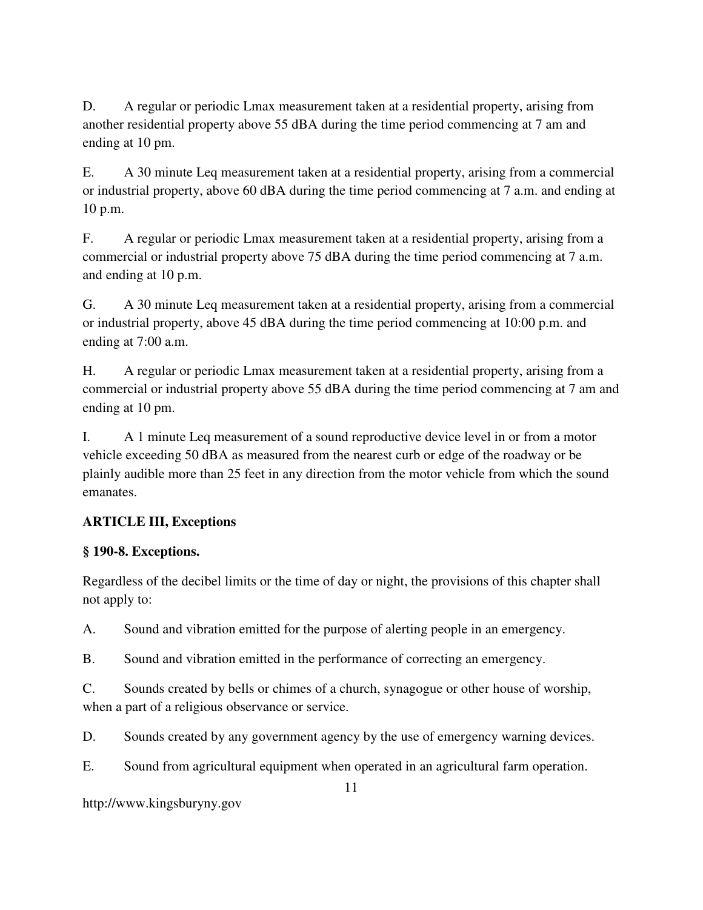D. A regular or periodic Lmax measurement taken at a residential property, arising from another residential property above 55 dBA during the time period commencing at 7 am and ending at 10 pm.

E. A 30 minute Leq measurement taken at a residential property, arising from a commercial or industrial property, above 60 dBA during the time period commencing at 7 a.m. and ending at 10 p.m.

F. A regular or periodic Lmax measurement taken at a residential property, arising from a commercial or industrial property above 75 dBA during the time period commencing at 7 a.m. and ending at 10 p.m.

G. A 30 minute Leq measurement taken at a residential property, arising from a commercial or industrial property, above 45 dBA during the time period commencing at 10:00 p.m. and ending at 7:00 a.m.

H. A regular or periodic Lmax measurement taken at a residential property, arising from a commercial or industrial property above 55 dBA during the time period commencing at 7 am and ending at 10 pm.

I. A 1 minute Leq measurement of a sound reproductive device level in or from a motor vehicle exceeding 50 dBA as measured from the nearest curb or edge of the roadway or be plainly audible more than 25 feet in any direction from the motor vehicle from which the sound emanates.

**ARTICLE III, Exceptions**

**§ 190-8. Exceptions.**

Regardless of the decibel limits or the time of day or night, the provisions of this chapter shall not apply to:

A. Sound and vibration emitted for the purpose of alerting people in an emergency.

B. Sound and vibration emitted in the performance of correcting an emergency.

C. Sounds created by bells or chimes of a church, synagogue or other house of worship, when a part of a religious observance or service.

D. Sounds created by any government agency by the use of emergency warning devices.

E. Sound from agricultural equipment when operated in an agricultural farm operation.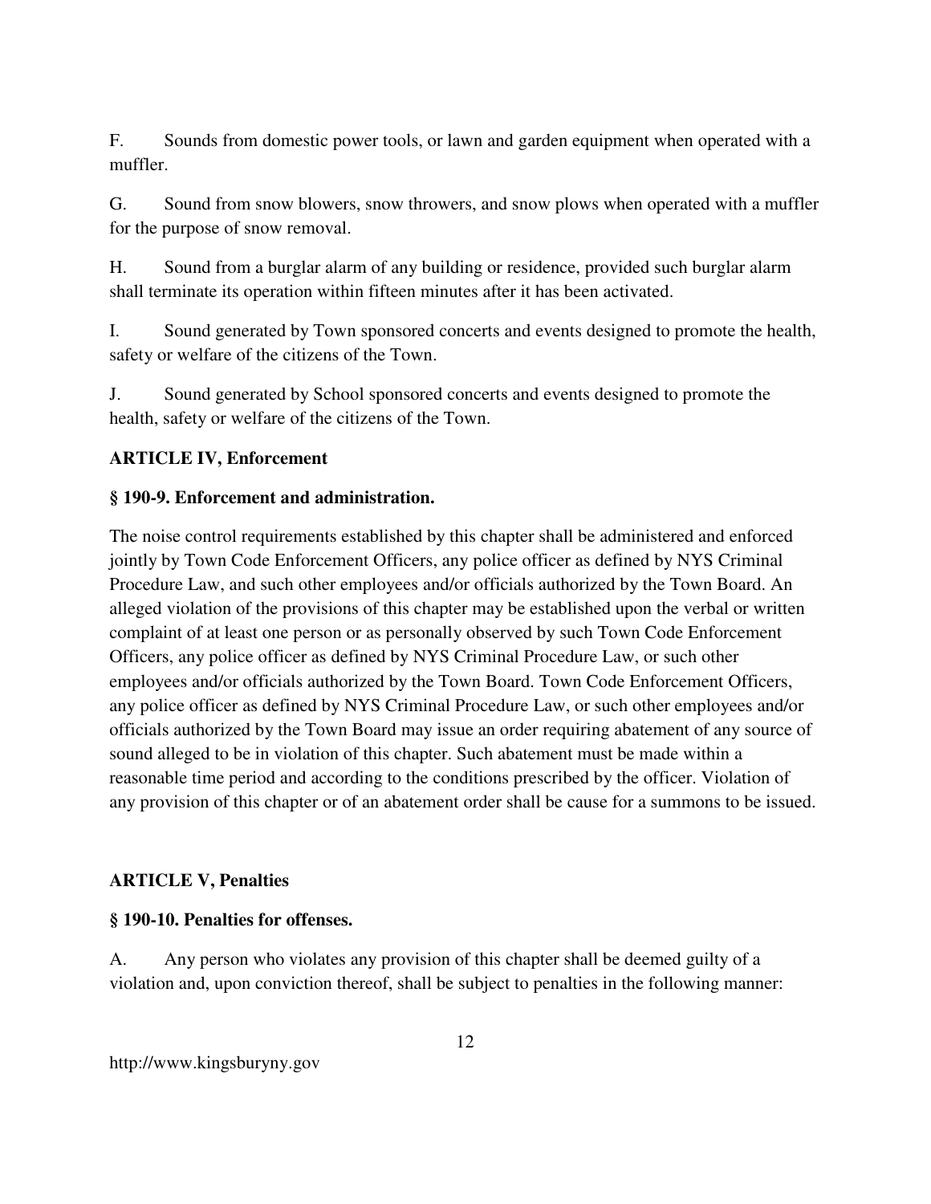F. Sounds from domestic power tools, or lawn and garden equipment when operated with a muffler.

G. Sound from snow blowers, snow throwers, and snow plows when operated with a muffler for the purpose of snow removal.

H. Sound from a burglar alarm of any building or residence, provided such burglar alarm shall terminate its operation within fifteen minutes after it has been activated.

I. Sound generated by Town sponsored concerts and events designed to promote the health, safety or welfare of the citizens of the Town.

J. Sound generated by School sponsored concerts and events designed to promote the health, safety or welfare of the citizens of the Town.

## ARTICLE IV, Enforcement

### § 190-9. Enforcement and administration.

The noise control requirements established by this chapter shall be administered and enforced jointly by Town Code Enforcement Officers, any police officer as defined by NYS Criminal Procedure Law, and such other employees and/or officials authorized by the Town Board. An alleged violation of the provisions of this chapter may be established upon the verbal or written complaint of at least one person or as personally observed by such Town Code Enforcement Officers, any police officer as defined by NYS Criminal Procedure Law, or such other employees and/or officials authorized by the Town Board. Town Code Enforcement Officers, any police officer as defined by NYS Criminal Procedure Law, or such other employees and/or officials authorized by the Town Board may issue an order requiring abatement of any source of sound alleged to be in violation of this chapter. Such abatement must be made within a reasonable time period and according to the conditions prescribed by the officer. Violation of any provision of this chapter or of an abatement order shall be cause for a summons to be issued.

## ARTICLE V, Penalties

### § 190-10. Penalties for offenses.

A. Any person who violates any provision of this chapter shall be deemed guilty of a violation and, upon conviction thereof, shall be subject to penalties in the following manner: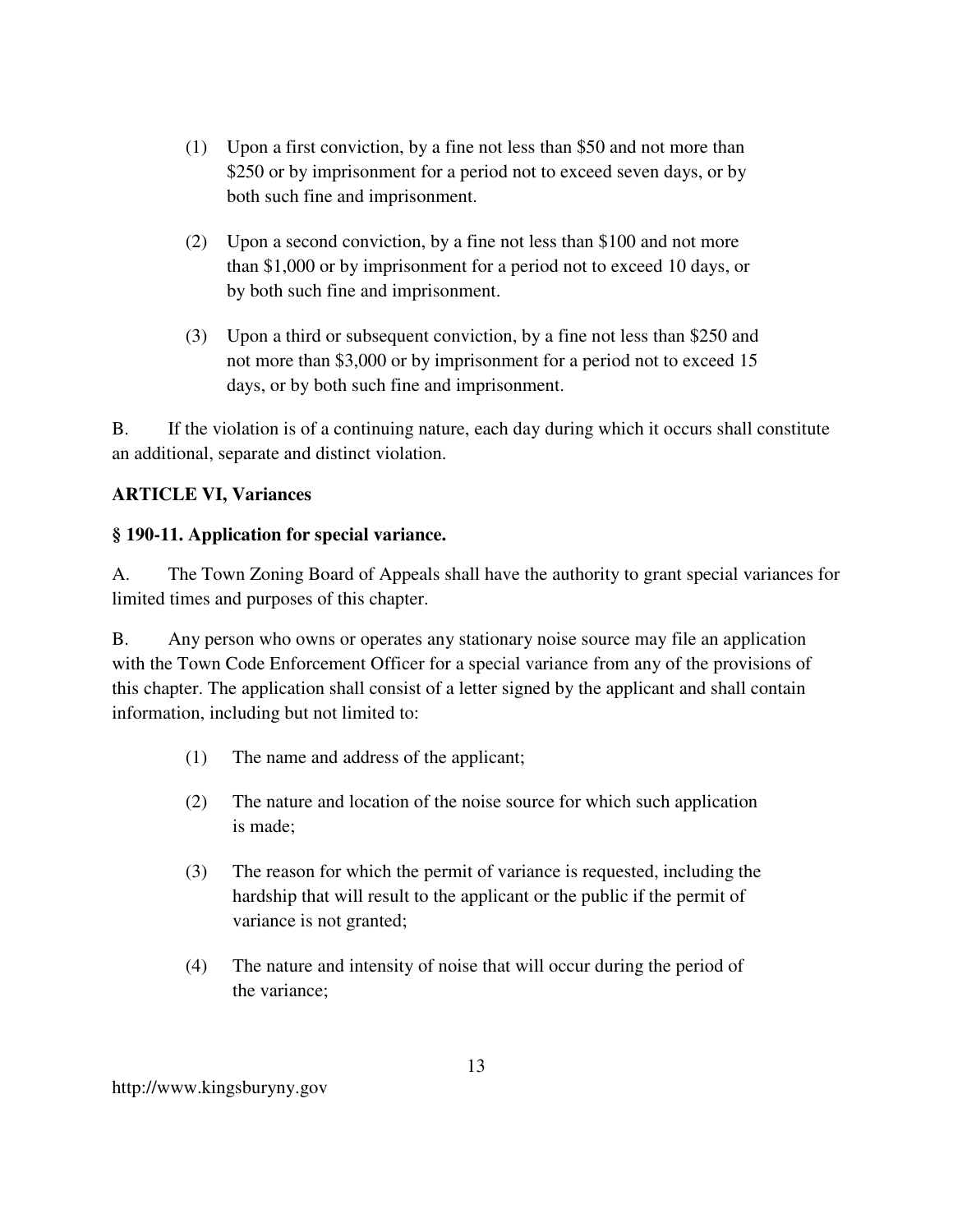(1) Upon a first conviction, by a fine not less than \$50 and not more than \$250 or by imprisonment for a period not to exceed seven days, or by both such fine and imprisonment.

(2) Upon a second conviction, by a fine not less than \$100 and not more than \$1,000 or by imprisonment for a period not to exceed 10 days, or by both such fine and imprisonment.

(3) Upon a third or subsequent conviction, by a fine not less than \$250 and not more than \$3,000 or by imprisonment for a period not to exceed 15 days, or by both such fine and imprisonment.

B. If the violation is of a continuing nature, each day during which it occurs shall constitute an additional, separate and distinct violation.

**ARTICLE VI, Variances**

**§ 190-11. Application for special variance.**

A. The Town Zoning Board of Appeals shall have the authority to grant special variances for limited times and purposes of this chapter.

B. Any person who owns or operates any stationary noise source may file an application with the Town Code Enforcement Officer for a special variance from any of the provisions of this chapter. The application shall consist of a letter signed by the applicant and shall contain information, including but not limited to:

(1) The name and address of the applicant;

(2) The nature and location of the noise source for which such application is made;

(3) The reason for which the permit of variance is requested, including the hardship that will result to the applicant or the public if the permit of variance is not granted;

(4) The nature and intensity of noise that will occur during the period of the variance;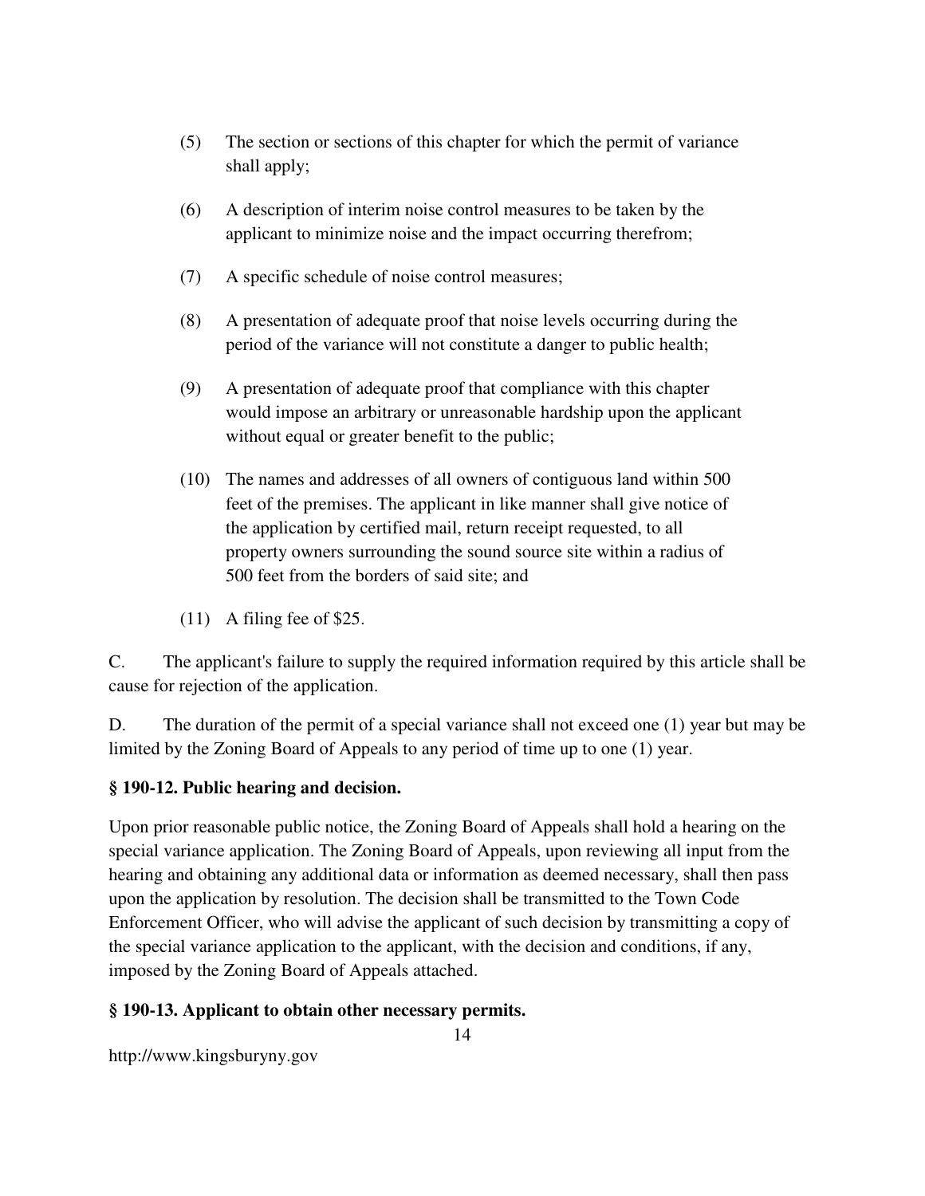(5) The section or sections of this chapter for which the permit of variance shall apply;

(6) A description of interim noise control measures to be taken by the applicant to minimize noise and the impact occurring therefrom;

(7) A specific schedule of noise control measures;

(8) A presentation of adequate proof that noise levels occurring during the period of the variance will not constitute a danger to public health;

(9) A presentation of adequate proof that compliance with this chapter would impose an arbitrary or unreasonable hardship upon the applicant without equal or greater benefit to the public;

(10) The names and addresses of all owners of contiguous land within 500 feet of the premises. The applicant in like manner shall give notice of the application by certified mail, return receipt requested, to all property owners surrounding the sound source site within a radius of 500 feet from the borders of said site; and

(11) A filing fee of $25.

C. The applicant's failure to supply the required information required by this article shall be cause for rejection of the application.

D. The duration of the permit of a special variance shall not exceed one (1) year but may be limited by the Zoning Board of Appeals to any period of time up to one (1) year.

### § 190-12. Public hearing and decision.

Upon prior reasonable public notice, the Zoning Board of Appeals shall hold a hearing on the special variance application. The Zoning Board of Appeals, upon reviewing all input from the hearing and obtaining any additional data or information as deemed necessary, shall then pass upon the application by resolution. The decision shall be transmitted to the Town Code Enforcement Officer, who will advise the applicant of such decision by transmitting a copy of the special variance application to the applicant, with the decision and conditions, if any, imposed by the Zoning Board of Appeals attached.

### § 190-13. Applicant to obtain other necessary permits.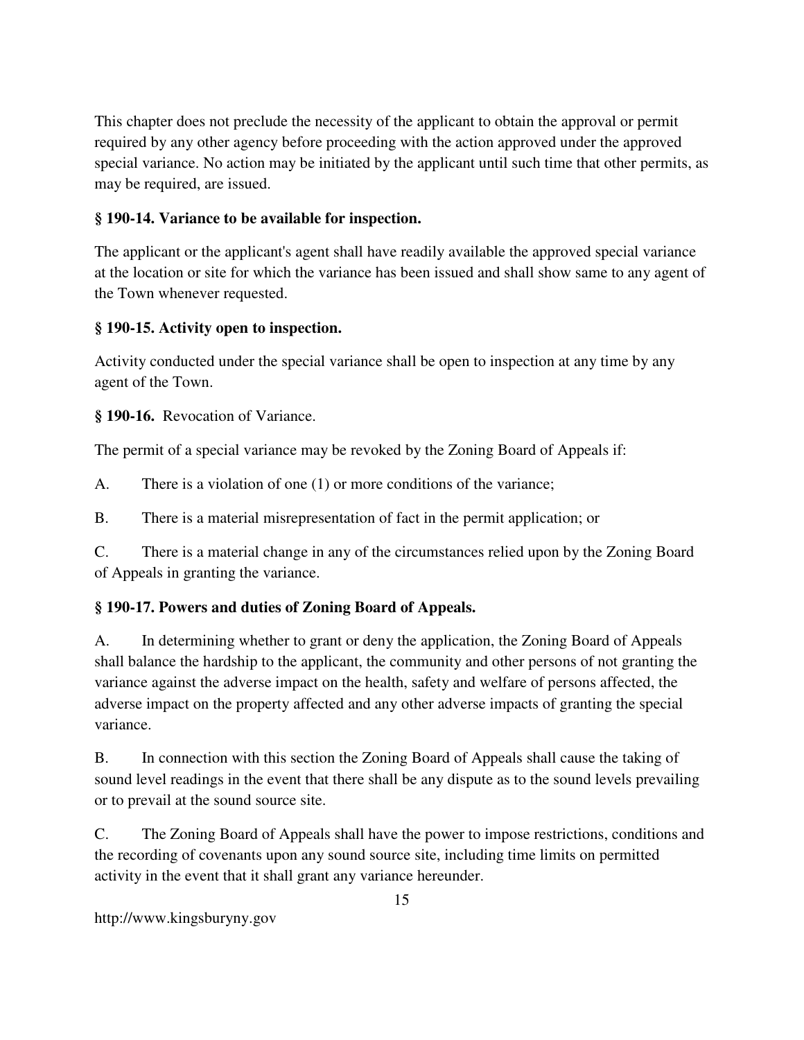This chapter does not preclude the necessity of the applicant to obtain the approval or permit required by any other agency before proceeding with the action approved under the approved special variance. No action may be initiated by the applicant until such time that other permits, as may be required, are issued.

**§ 190-14. Variance to be available for inspection.**

The applicant or the applicant's agent shall have readily available the approved special variance at the location or site for which the variance has been issued and shall show same to any agent of the Town whenever requested.

**§ 190-15. Activity open to inspection.**

Activity conducted under the special variance shall be open to inspection at any time by any agent of the Town.

**§ 190-16.** Revocation of Variance.

The permit of a special variance may be revoked by the Zoning Board of Appeals if:

A. There is a violation of one (1) or more conditions of the variance;

B. There is a material misrepresentation of fact in the permit application; or

C. There is a material change in any of the circumstances relied upon by the Zoning Board of Appeals in granting the variance.

**§ 190-17. Powers and duties of Zoning Board of Appeals.**

A. In determining whether to grant or deny the application, the Zoning Board of Appeals shall balance the hardship to the applicant, the community and other persons of not granting the variance against the adverse impact on the health, safety and welfare of persons affected, the adverse impact on the property affected and any other adverse impacts of granting the special variance.

B. In connection with this section the Zoning Board of Appeals shall cause the taking of sound level readings in the event that there shall be any dispute as to the sound levels prevailing or to prevail at the sound source site.

C. The Zoning Board of Appeals shall have the power to impose restrictions, conditions and the recording of covenants upon any sound source site, including time limits on permitted activity in the event that it shall grant any variance hereunder.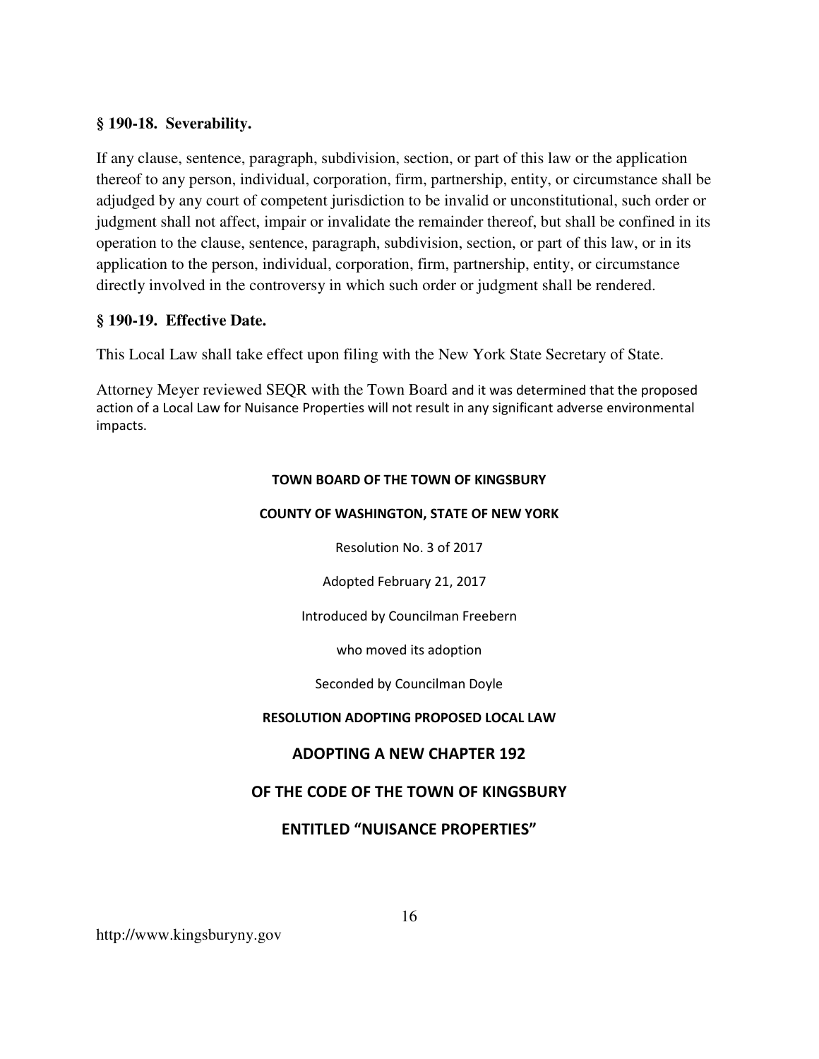### § 190-18. Severability.

If any clause, sentence, paragraph, subdivision, section, or part of this law or the application thereof to any person, individual, corporation, firm, partnership, entity, or circumstance shall be adjudged by any court of competent jurisdiction to be invalid or unconstitutional, such order or judgment shall not affect, impair or invalidate the remainder thereof, but shall be confined in its operation to the clause, sentence, paragraph, subdivision, section, or part of this law, or in its application to the person, individual, corporation, firm, partnership, entity, or circumstance directly involved in the controversy in which such order or judgment shall be rendered.

### § 190-19. Effective Date.

This Local Law shall take effect upon filing with the New York State Secretary of State.

Attorney Meyer reviewed SEQR with the Town Board and it was determined that the proposed action of a Local Law for Nuisance Properties will not result in any significant adverse environmental impacts.

**TOWN BOARD OF THE TOWN OF KINGSBURY**

**COUNTY OF WASHINGTON, STATE OF NEW YORK**

Resolution No. 3 of 2017

Adopted February 21, 2017

Introduced by Councilman Freebern

who moved its adoption

Seconded by Councilman Doyle

**RESOLUTION ADOPTING PROPOSED LOCAL LAW**

## ADOPTING A NEW CHAPTER 192

## OF THE CODE OF THE TOWN OF KINGSBURY

## ENTITLED "NUISANCE PROPERTIES"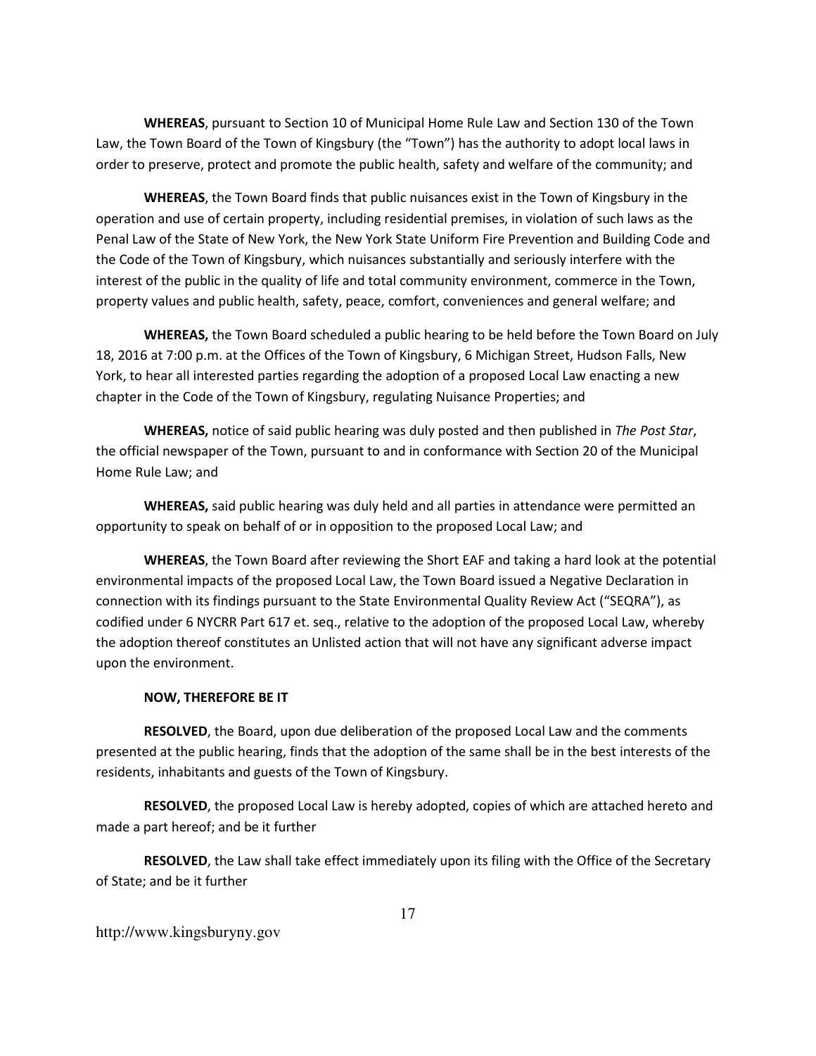**WHEREAS**, pursuant to Section 10 of Municipal Home Rule Law and Section 130 of the Town Law, the Town Board of the Town of Kingsbury (the "Town") has the authority to adopt local laws in order to preserve, protect and promote the public health, safety and welfare of the community; and

**WHEREAS**, the Town Board finds that public nuisances exist in the Town of Kingsbury in the operation and use of certain property, including residential premises, in violation of such laws as the Penal Law of the State of New York, the New York State Uniform Fire Prevention and Building Code and the Code of the Town of Kingsbury, which nuisances substantially and seriously interfere with the interest of the public in the quality of life and total community environment, commerce in the Town, property values and public health, safety, peace, comfort, conveniences and general welfare; and

**WHEREAS,** the Town Board scheduled a public hearing to be held before the Town Board on July 18, 2016 at 7:00 p.m. at the Offices of the Town of Kingsbury, 6 Michigan Street, Hudson Falls, New York, to hear all interested parties regarding the adoption of a proposed Local Law enacting a new chapter in the Code of the Town of Kingsbury, regulating Nuisance Properties; and

**WHEREAS,** notice of said public hearing was duly posted and then published in *The Post Star*, the official newspaper of the Town, pursuant to and in conformance with Section 20 of the Municipal Home Rule Law; and

**WHEREAS,** said public hearing was duly held and all parties in attendance were permitted an opportunity to speak on behalf of or in opposition to the proposed Local Law; and

**WHEREAS**, the Town Board after reviewing the Short EAF and taking a hard look at the potential environmental impacts of the proposed Local Law, the Town Board issued a Negative Declaration in connection with its findings pursuant to the State Environmental Quality Review Act ("SEQRA"), as codified under 6 NYCRR Part 617 et. seq., relative to the adoption of the proposed Local Law, whereby the adoption thereof constitutes an Unlisted action that will not have any significant adverse impact upon the environment.

**NOW, THEREFORE BE IT**

**RESOLVED**, the Board, upon due deliberation of the proposed Local Law and the comments presented at the public hearing, finds that the adoption of the same shall be in the best interests of the residents, inhabitants and guests of the Town of Kingsbury.

**RESOLVED**, the proposed Local Law is hereby adopted, copies of which are attached hereto and made a part hereof; and be it further

**RESOLVED**, the Law shall take effect immediately upon its filing with the Office of the Secretary of State; and be it further

http://www.kingsburyny.gov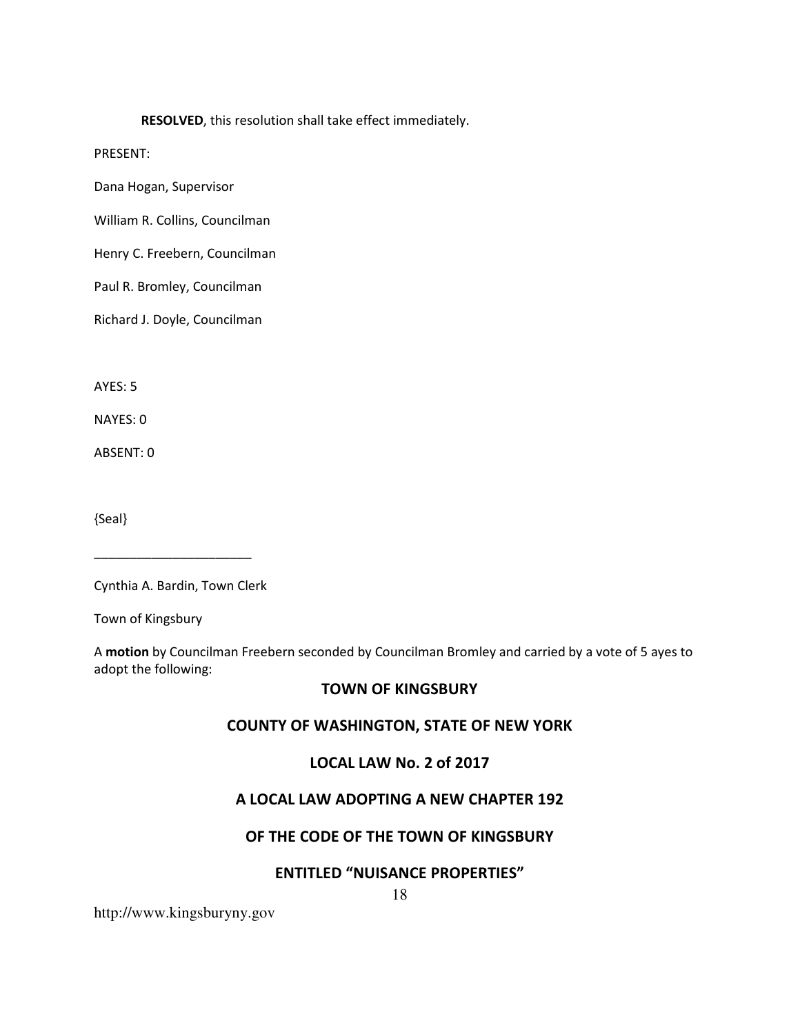**RESOLVED**, this resolution shall take effect immediately.

PRESENT:

Dana Hogan, Supervisor

William R. Collins, Councilman

Henry C. Freebern, Councilman

Paul R. Bromley, Councilman

Richard J. Doyle, Councilman

AYES: 5

NAYES: 0

ABSENT: 0

{Seal}

______________________

Cynthia A. Bardin, Town Clerk

Town of Kingsbury

A **motion** by Councilman Freebern seconded by Councilman Bromley and carried by a vote of 5 ayes to adopt the following:

## TOWN OF KINGSBURY

## COUNTY OF WASHINGTON, STATE OF NEW YORK

## LOCAL LAW No. 2 of 2017

## A LOCAL LAW ADOPTING A NEW CHAPTER 192

## OF THE CODE OF THE TOWN OF KINGSBURY

## ENTITLED "NUISANCE PROPERTIES"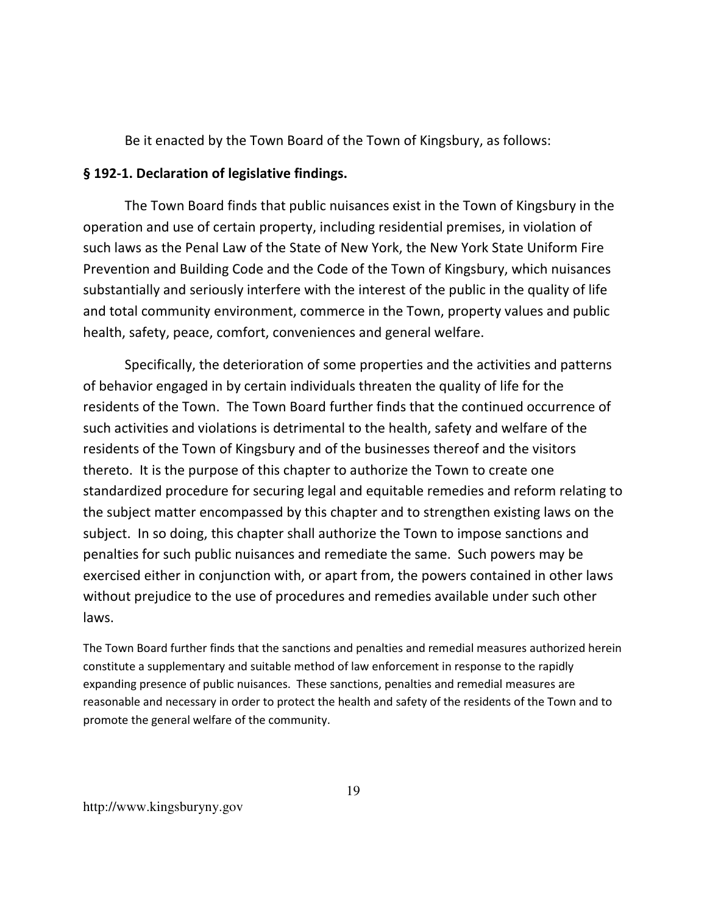Be it enacted by the Town Board of the Town of Kingsbury, as follows:

**§ 192-1. Declaration of legislative findings.**

The Town Board finds that public nuisances exist in the Town of Kingsbury in the operation and use of certain property, including residential premises, in violation of such laws as the Penal Law of the State of New York, the New York State Uniform Fire Prevention and Building Code and the Code of the Town of Kingsbury, which nuisances substantially and seriously interfere with the interest of the public in the quality of life and total community environment, commerce in the Town, property values and public health, safety, peace, comfort, conveniences and general welfare.

Specifically, the deterioration of some properties and the activities and patterns of behavior engaged in by certain individuals threaten the quality of life for the residents of the Town. The Town Board further finds that the continued occurrence of such activities and violations is detrimental to the health, safety and welfare of the residents of the Town of Kingsbury and of the businesses thereof and the visitors thereto. It is the purpose of this chapter to authorize the Town to create one standardized procedure for securing legal and equitable remedies and reform relating to the subject matter encompassed by this chapter and to strengthen existing laws on the subject. In so doing, this chapter shall authorize the Town to impose sanctions and penalties for such public nuisances and remediate the same. Such powers may be exercised either in conjunction with, or apart from, the powers contained in other laws without prejudice to the use of procedures and remedies available under such other laws.

The Town Board further finds that the sanctions and penalties and remedial measures authorized herein constitute a supplementary and suitable method of law enforcement in response to the rapidly expanding presence of public nuisances. These sanctions, penalties and remedial measures are reasonable and necessary in order to protect the health and safety of the residents of the Town and to promote the general welfare of the community.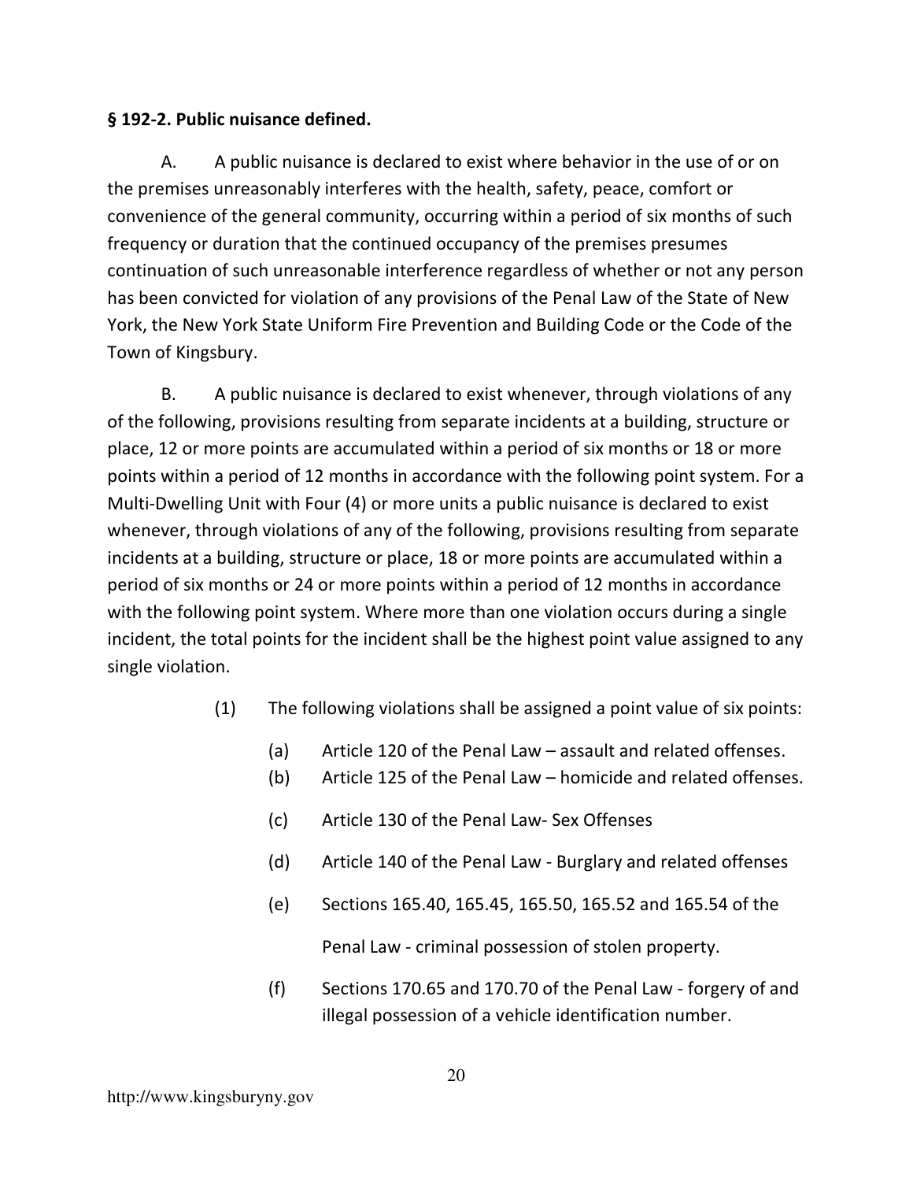**§ 192-2. Public nuisance defined.**

A. A public nuisance is declared to exist where behavior in the use of or on the premises unreasonably interferes with the health, safety, peace, comfort or convenience of the general community, occurring within a period of six months of such frequency or duration that the continued occupancy of the premises presumes continuation of such unreasonable interference regardless of whether or not any person has been convicted for violation of any provisions of the Penal Law of the State of New York, the New York State Uniform Fire Prevention and Building Code or the Code of the Town of Kingsbury.

B. A public nuisance is declared to exist whenever, through violations of any of the following, provisions resulting from separate incidents at a building, structure or place, 12 or more points are accumulated within a period of six months or 18 or more points within a period of 12 months in accordance with the following point system. For a Multi-Dwelling Unit with Four (4) or more units a public nuisance is declared to exist whenever, through violations of any of the following, provisions resulting from separate incidents at a building, structure or place, 18 or more points are accumulated within a period of six months or 24 or more points within a period of 12 months in accordance with the following point system. Where more than one violation occurs during a single incident, the total points for the incident shall be the highest point value assigned to any single violation.

(1) The following violations shall be assigned a point value of six points:

(a) Article 120 of the Penal Law – assault and related offenses.

(b) Article 125 of the Penal Law – homicide and related offenses.

(c) Article 130 of the Penal Law- Sex Offenses

(d) Article 140 of the Penal Law - Burglary and related offenses

(e) Sections 165.40, 165.45, 165.50, 165.52 and 165.54 of the Penal Law - criminal possession of stolen property.

(f) Sections 170.65 and 170.70 of the Penal Law - forgery of and illegal possession of a vehicle identification number.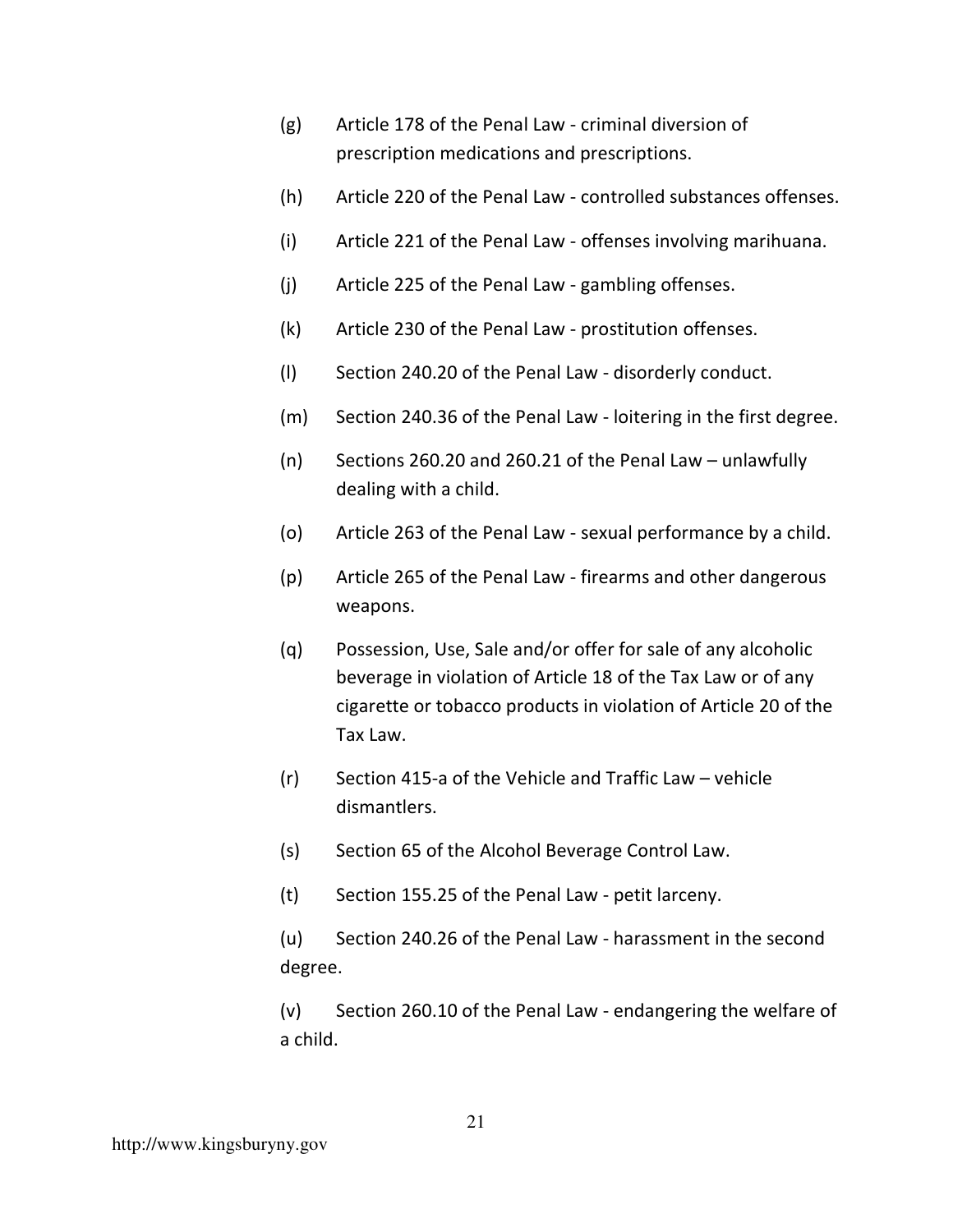(g) Article 178 of the Penal Law - criminal diversion of prescription medications and prescriptions.

(h) Article 220 of the Penal Law - controlled substances offenses.

(i) Article 221 of the Penal Law - offenses involving marihuana.

(j) Article 225 of the Penal Law - gambling offenses.

(k) Article 230 of the Penal Law - prostitution offenses.

(l) Section 240.20 of the Penal Law - disorderly conduct.

(m) Section 240.36 of the Penal Law - loitering in the first degree.

(n) Sections 260.20 and 260.21 of the Penal Law – unlawfully dealing with a child.

(o) Article 263 of the Penal Law - sexual performance by a child.

(p) Article 265 of the Penal Law - firearms and other dangerous weapons.

(q) Possession, Use, Sale and/or offer for sale of any alcoholic beverage in violation of Article 18 of the Tax Law or of any cigarette or tobacco products in violation of Article 20 of the Tax Law.

(r) Section 415-a of the Vehicle and Traffic Law – vehicle dismantlers.

(s) Section 65 of the Alcohol Beverage Control Law.

(t) Section 155.25 of the Penal Law - petit larceny.

(u) Section 240.26 of the Penal Law - harassment in the second degree.

(v) Section 260.10 of the Penal Law - endangering the welfare of a child.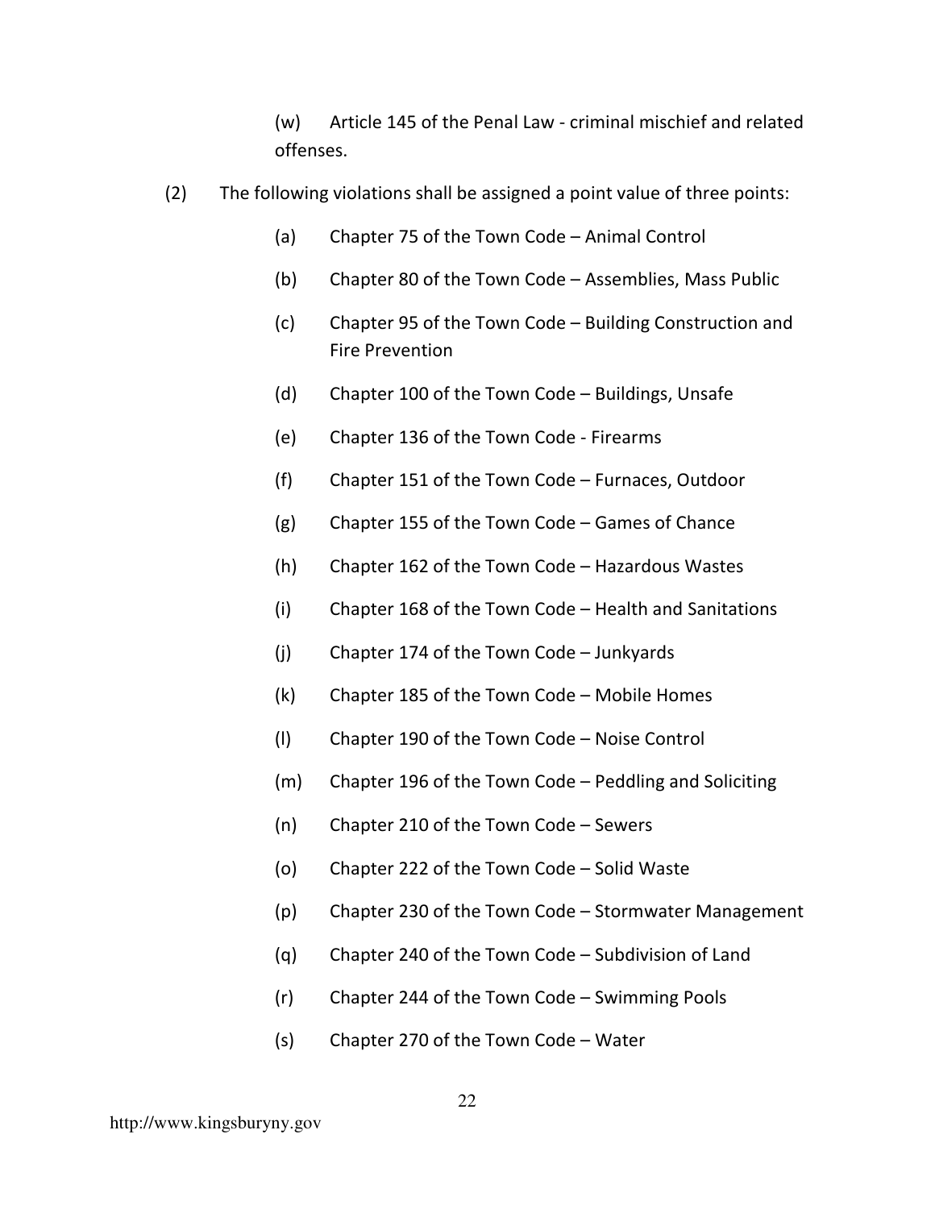(w) Article 145 of the Penal Law - criminal mischief and related offenses.

(2) The following violations shall be assigned a point value of three points:

(a) Chapter 75 of the Town Code – Animal Control

(b) Chapter 80 of the Town Code – Assemblies, Mass Public

(c) Chapter 95 of the Town Code – Building Construction and Fire Prevention

(d) Chapter 100 of the Town Code – Buildings, Unsafe

(e) Chapter 136 of the Town Code - Firearms

(f) Chapter 151 of the Town Code – Furnaces, Outdoor

(g) Chapter 155 of the Town Code – Games of Chance

(h) Chapter 162 of the Town Code – Hazardous Wastes

(i) Chapter 168 of the Town Code – Health and Sanitations

(j) Chapter 174 of the Town Code – Junkyards

(k) Chapter 185 of the Town Code – Mobile Homes

(l) Chapter 190 of the Town Code – Noise Control

(m) Chapter 196 of the Town Code – Peddling and Soliciting

(n) Chapter 210 of the Town Code – Sewers

(o) Chapter 222 of the Town Code – Solid Waste

(p) Chapter 230 of the Town Code – Stormwater Management

(q) Chapter 240 of the Town Code – Subdivision of Land

(r) Chapter 244 of the Town Code – Swimming Pools

(s) Chapter 270 of the Town Code – Water

http://www.kingsburyny.gov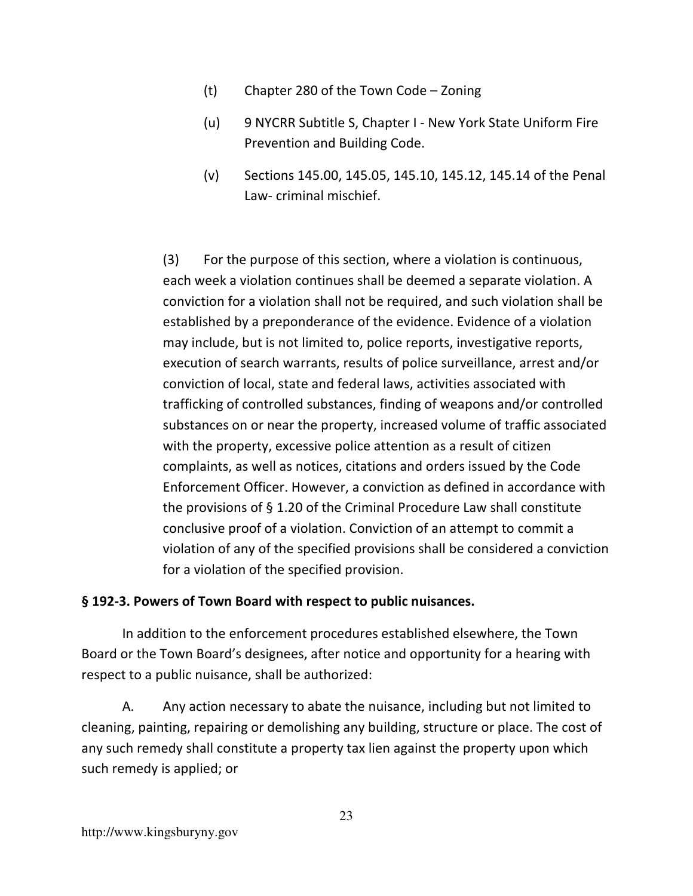(t) Chapter 280 of the Town Code – Zoning

(u) 9 NYCRR Subtitle S, Chapter I - New York State Uniform Fire Prevention and Building Code.

(v) Sections 145.00, 145.05, 145.10, 145.12, 145.14 of the Penal Law- criminal mischief.

(3) For the purpose of this section, where a violation is continuous, each week a violation continues shall be deemed a separate violation. A conviction for a violation shall not be required, and such violation shall be established by a preponderance of the evidence. Evidence of a violation may include, but is not limited to, police reports, investigative reports, execution of search warrants, results of police surveillance, arrest and/or conviction of local, state and federal laws, activities associated with trafficking of controlled substances, finding of weapons and/or controlled substances on or near the property, increased volume of traffic associated with the property, excessive police attention as a result of citizen complaints, as well as notices, citations and orders issued by the Code Enforcement Officer. However, a conviction as defined in accordance with the provisions of § 1.20 of the Criminal Procedure Law shall constitute conclusive proof of a violation. Conviction of an attempt to commit a violation of any of the specified provisions shall be considered a conviction for a violation of the specified provision.

**§ 192-3. Powers of Town Board with respect to public nuisances.**

In addition to the enforcement procedures established elsewhere, the Town Board or the Town Board's designees, after notice and opportunity for a hearing with respect to a public nuisance, shall be authorized:

A. Any action necessary to abate the nuisance, including but not limited to cleaning, painting, repairing or demolishing any building, structure or place. The cost of any such remedy shall constitute a property tax lien against the property upon which such remedy is applied; or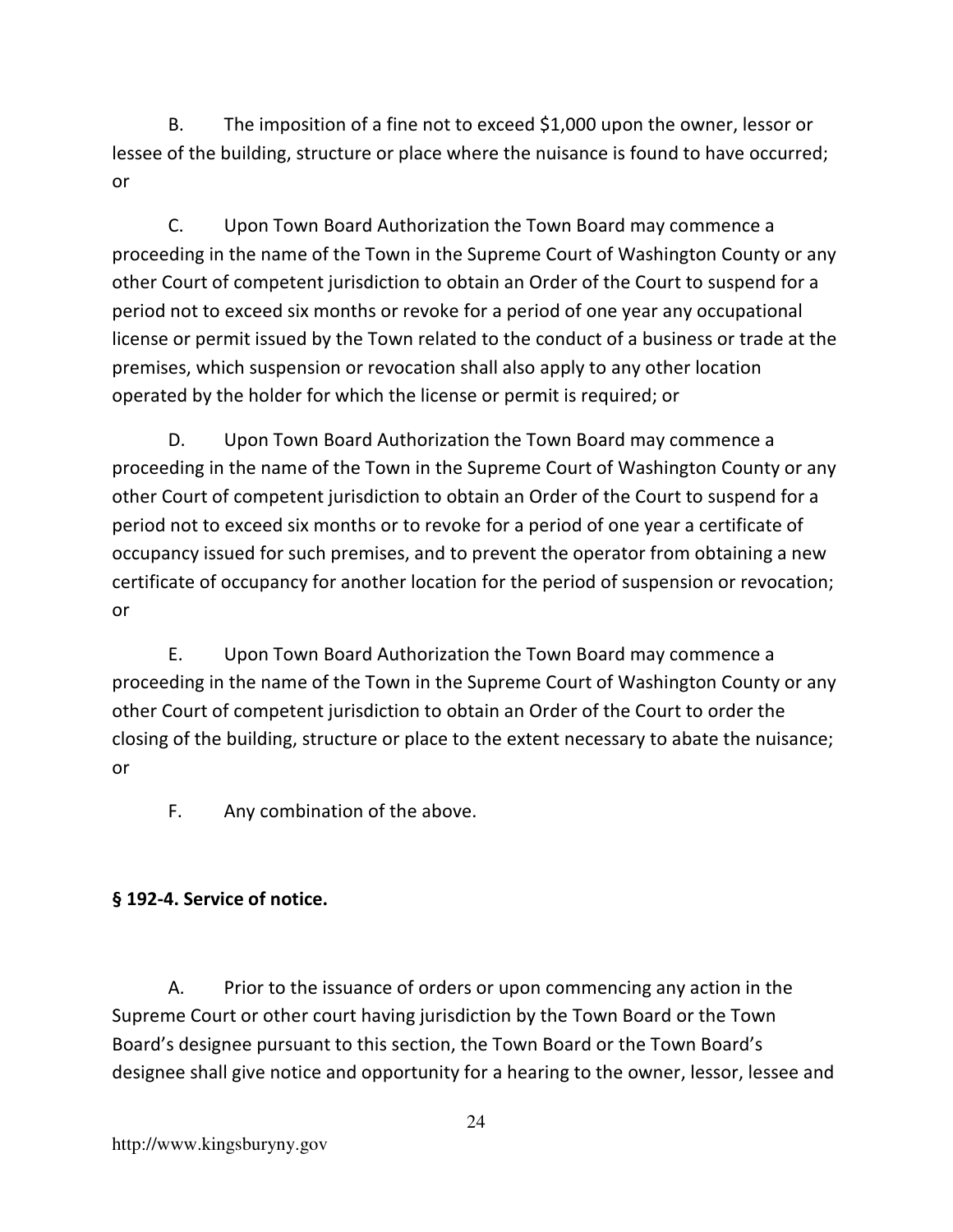B. The imposition of a fine not to exceed $1,000 upon the owner, lessor or lessee of the building, structure or place where the nuisance is found to have occurred; or

C. Upon Town Board Authorization the Town Board may commence a proceeding in the name of the Town in the Supreme Court of Washington County or any other Court of competent jurisdiction to obtain an Order of the Court to suspend for a period not to exceed six months or revoke for a period of one year any occupational license or permit issued by the Town related to the conduct of a business or trade at the premises, which suspension or revocation shall also apply to any other location operated by the holder for which the license or permit is required; or

D. Upon Town Board Authorization the Town Board may commence a proceeding in the name of the Town in the Supreme Court of Washington County or any other Court of competent jurisdiction to obtain an Order of the Court to suspend for a period not to exceed six months or to revoke for a period of one year a certificate of occupancy issued for such premises, and to prevent the operator from obtaining a new certificate of occupancy for another location for the period of suspension or revocation; or

E. Upon Town Board Authorization the Town Board may commence a proceeding in the name of the Town in the Supreme Court of Washington County or any other Court of competent jurisdiction to obtain an Order of the Court to order the closing of the building, structure or place to the extent necessary to abate the nuisance; or

F. Any combination of the above.

**§ 192-4. Service of notice.**

A. Prior to the issuance of orders or upon commencing any action in the Supreme Court or other court having jurisdiction by the Town Board or the Town Board's designee pursuant to this section, the Town Board or the Town Board's designee shall give notice and opportunity for a hearing to the owner, lessor, lessee and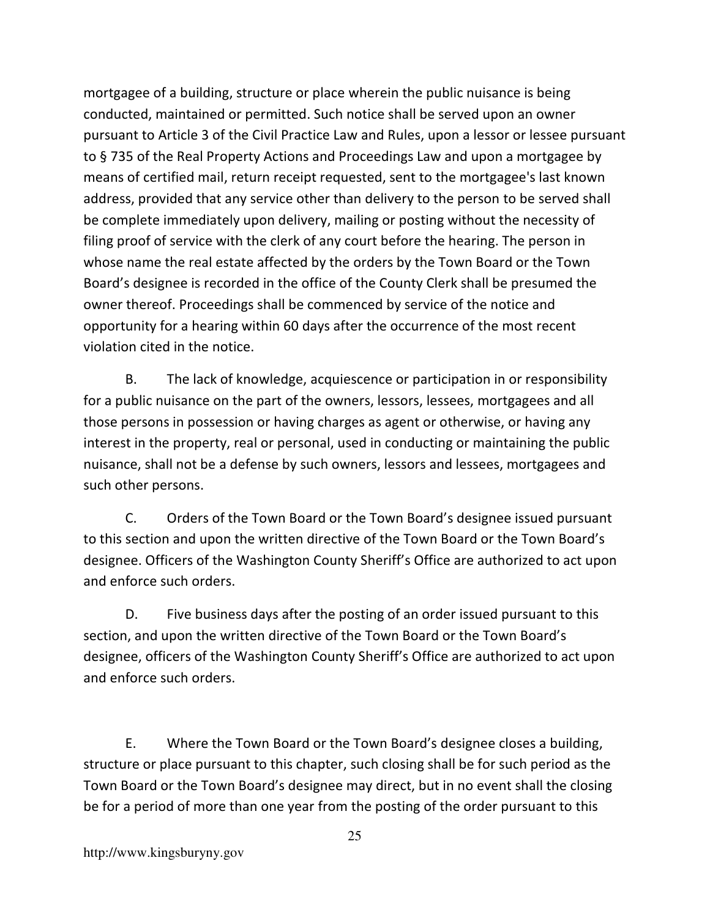mortgagee of a building, structure or place wherein the public nuisance is being conducted, maintained or permitted. Such notice shall be served upon an owner pursuant to Article 3 of the Civil Practice Law and Rules, upon a lessor or lessee pursuant to § 735 of the Real Property Actions and Proceedings Law and upon a mortgagee by means of certified mail, return receipt requested, sent to the mortgagee's last known address, provided that any service other than delivery to the person to be served shall be complete immediately upon delivery, mailing or posting without the necessity of filing proof of service with the clerk of any court before the hearing. The person in whose name the real estate affected by the orders by the Town Board or the Town Board's designee is recorded in the office of the County Clerk shall be presumed the owner thereof. Proceedings shall be commenced by service of the notice and opportunity for a hearing within 60 days after the occurrence of the most recent violation cited in the notice.

B. The lack of knowledge, acquiescence or participation in or responsibility for a public nuisance on the part of the owners, lessors, lessees, mortgagees and all those persons in possession or having charges as agent or otherwise, or having any interest in the property, real or personal, used in conducting or maintaining the public nuisance, shall not be a defense by such owners, lessors and lessees, mortgagees and such other persons.

C. Orders of the Town Board or the Town Board's designee issued pursuant to this section and upon the written directive of the Town Board or the Town Board's designee. Officers of the Washington County Sheriff's Office are authorized to act upon and enforce such orders.

D. Five business days after the posting of an order issued pursuant to this section, and upon the written directive of the Town Board or the Town Board's designee, officers of the Washington County Sheriff's Office are authorized to act upon and enforce such orders.

E. Where the Town Board or the Town Board's designee closes a building, structure or place pursuant to this chapter, such closing shall be for such period as the Town Board or the Town Board's designee may direct, but in no event shall the closing be for a period of more than one year from the posting of the order pursuant to this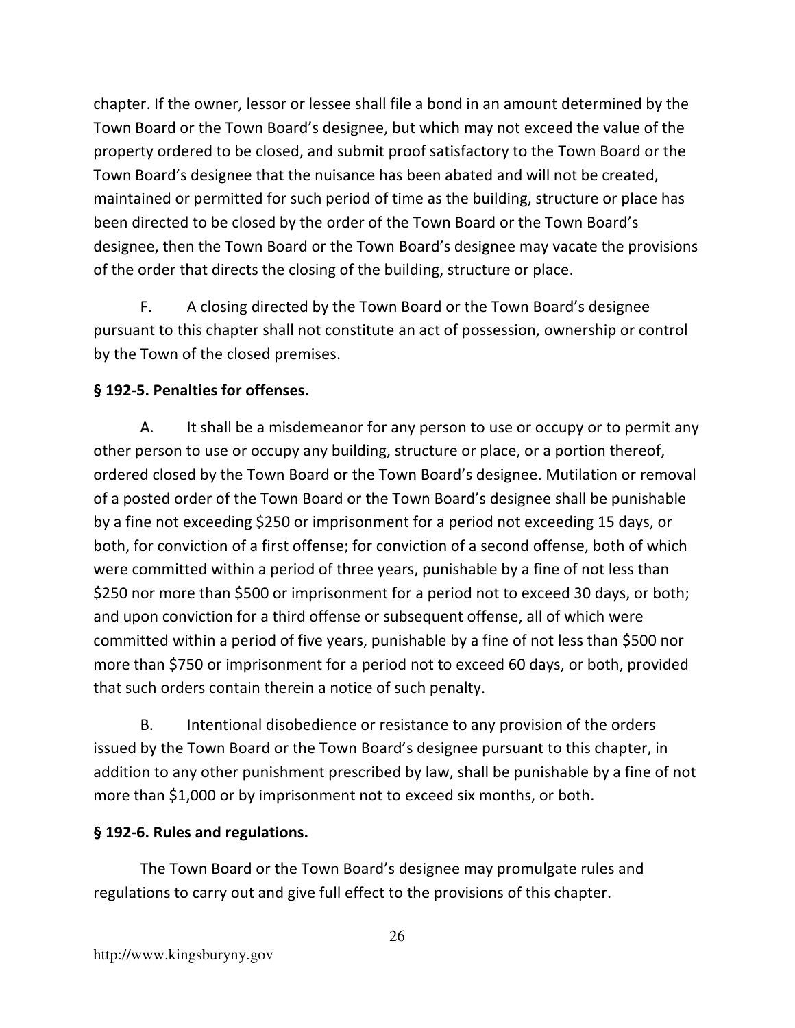chapter. If the owner, lessor or lessee shall file a bond in an amount determined by the Town Board or the Town Board's designee, but which may not exceed the value of the property ordered to be closed, and submit proof satisfactory to the Town Board or the Town Board's designee that the nuisance has been abated and will not be created, maintained or permitted for such period of time as the building, structure or place has been directed to be closed by the order of the Town Board or the Town Board's designee, then the Town Board or the Town Board's designee may vacate the provisions of the order that directs the closing of the building, structure or place.

F. A closing directed by the Town Board or the Town Board's designee pursuant to this chapter shall not constitute an act of possession, ownership or control by the Town of the closed premises.

**§ 192-5. Penalties for offenses.**

A. It shall be a misdemeanor for any person to use or occupy or to permit any other person to use or occupy any building, structure or place, or a portion thereof, ordered closed by the Town Board or the Town Board's designee. Mutilation or removal of a posted order of the Town Board or the Town Board's designee shall be punishable by a fine not exceeding $250 or imprisonment for a period not exceeding 15 days, or both, for conviction of a first offense; for conviction of a second offense, both of which were committed within a period of three years, punishable by a fine of not less than $250 nor more than $500 or imprisonment for a period not to exceed 30 days, or both; and upon conviction for a third offense or subsequent offense, all of which were committed within a period of five years, punishable by a fine of not less than $500 nor more than $750 or imprisonment for a period not to exceed 60 days, or both, provided that such orders contain therein a notice of such penalty.

B. Intentional disobedience or resistance to any provision of the orders issued by the Town Board or the Town Board's designee pursuant to this chapter, in addition to any other punishment prescribed by law, shall be punishable by a fine of not more than $1,000 or by imprisonment not to exceed six months, or both.

**§ 192-6. Rules and regulations.**

The Town Board or the Town Board's designee may promulgate rules and regulations to carry out and give full effect to the provisions of this chapter.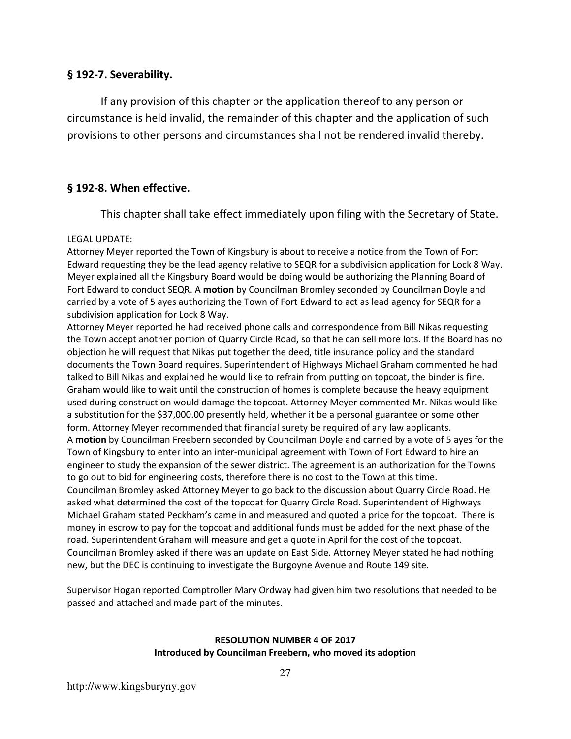### § 192-7. Severability.

If any provision of this chapter or the application thereof to any person or circumstance is held invalid, the remainder of this chapter and the application of such provisions to other persons and circumstances shall not be rendered invalid thereby.

### § 192-8. When effective.

This chapter shall take effect immediately upon filing with the Secretary of State.

LEGAL UPDATE:

Attorney Meyer reported the Town of Kingsbury is about to receive a notice from the Town of Fort Edward requesting they be the lead agency relative to SEQR for a subdivision application for Lock 8 Way. Meyer explained all the Kingsbury Board would be doing would be authorizing the Planning Board of Fort Edward to conduct SEQR. A **motion** by Councilman Bromley seconded by Councilman Doyle and carried by a vote of 5 ayes authorizing the Town of Fort Edward to act as lead agency for SEQR for a subdivision application for Lock 8 Way.

Attorney Meyer reported he had received phone calls and correspondence from Bill Nikas requesting the Town accept another portion of Quarry Circle Road, so that he can sell more lots. If the Board has no objection he will request that Nikas put together the deed, title insurance policy and the standard documents the Town Board requires. Superintendent of Highways Michael Graham commented he had talked to Bill Nikas and explained he would like to refrain from putting on topcoat, the binder is fine. Graham would like to wait until the construction of homes is complete because the heavy equipment used during construction would damage the topcoat. Attorney Meyer commented Mr. Nikas would like a substitution for the $37,000.00 presently held, whether it be a personal guarantee or some other form. Attorney Meyer recommended that financial surety be required of any law applicants.

A **motion** by Councilman Freebern seconded by Councilman Doyle and carried by a vote of 5 ayes for the Town of Kingsbury to enter into an inter-municipal agreement with Town of Fort Edward to hire an engineer to study the expansion of the sewer district. The agreement is an authorization for the Towns to go out to bid for engineering costs, therefore there is no cost to the Town at this time.

Councilman Bromley asked Attorney Meyer to go back to the discussion about Quarry Circle Road. He asked what determined the cost of the topcoat for Quarry Circle Road. Superintendent of Highways Michael Graham stated Peckham's came in and measured and quoted a price for the topcoat. There is money in escrow to pay for the topcoat and additional funds must be added for the next phase of the road. Superintendent Graham will measure and get a quote in April for the cost of the topcoat.

Councilman Bromley asked if there was an update on East Side. Attorney Meyer stated he had nothing new, but the DEC is continuing to investigate the Burgoyne Avenue and Route 149 site.

Supervisor Hogan reported Comptroller Mary Ordway had given him two resolutions that needed to be passed and attached and made part of the minutes.

**RESOLUTION NUMBER 4 OF 2017**
**Introduced by Councilman Freebern, who moved its adoption**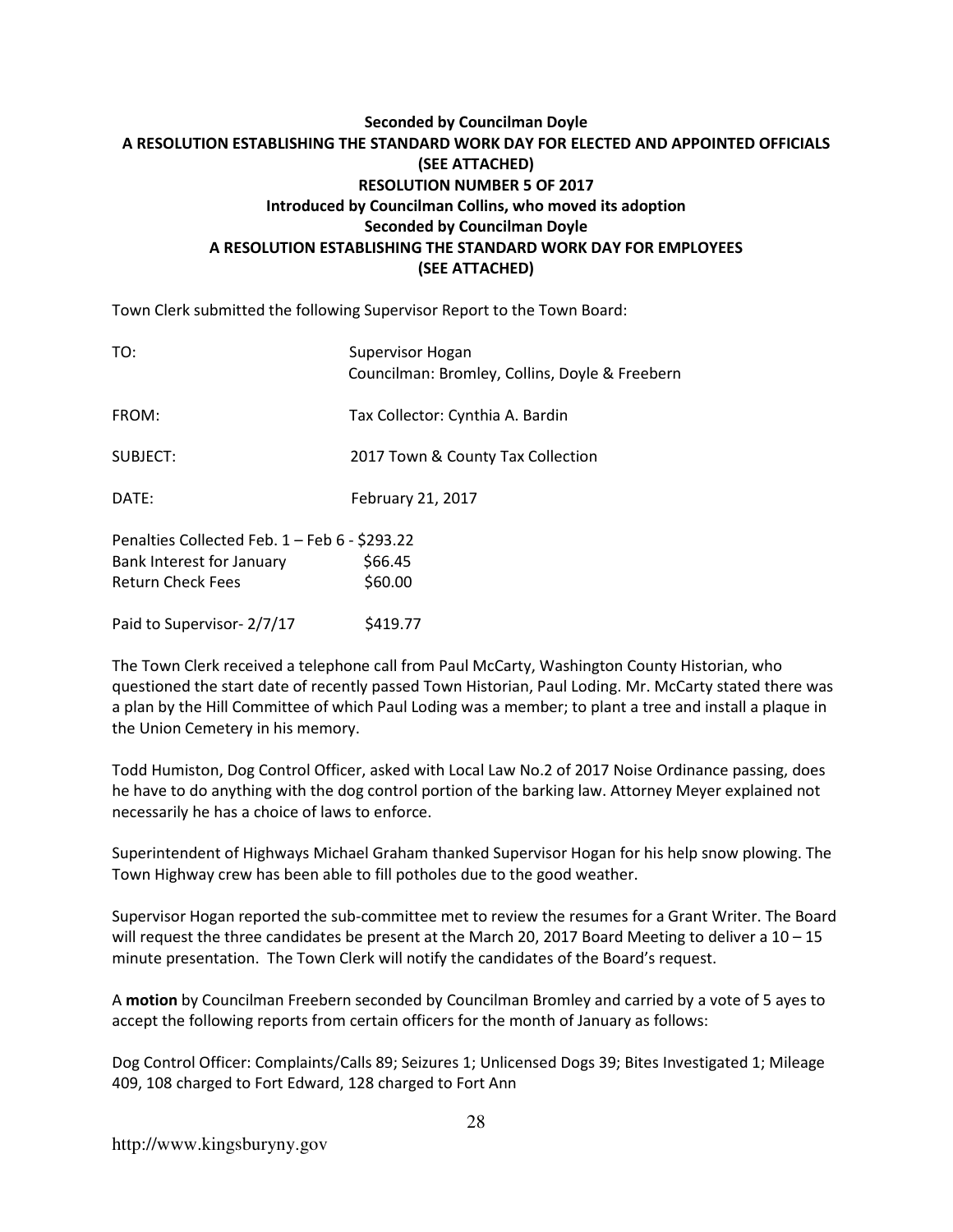**Seconded by Councilman Doyle**
**A RESOLUTION ESTABLISHING THE STANDARD WORK DAY FOR ELECTED AND APPOINTED OFFICIALS**
**(SEE ATTACHED)**
**RESOLUTION NUMBER 5 OF 2017**
**Introduced by Councilman Collins, who moved its adoption**
**Seconded by Councilman Doyle**
**A RESOLUTION ESTABLISHING THE STANDARD WORK DAY FOR EMPLOYEES**
**(SEE ATTACHED)**

Town Clerk submitted the following Supervisor Report to the Town Board:

TO: Supervisor Hogan
Councilman: Bromley, Collins, Doyle & Freebern

FROM: Tax Collector: Cynthia A. Bardin

SUBJECT: 2017 Town & County Tax Collection

DATE: February 21, 2017

Penalties Collected Feb. 1 – Feb 6 - $293.22
Bank Interest for January $66.45
Return Check Fees $60.00

Paid to Supervisor- 2/7/17 $419.77

The Town Clerk received a telephone call from Paul McCarty, Washington County Historian, who questioned the start date of recently passed Town Historian, Paul Loding. Mr. McCarty stated there was a plan by the Hill Committee of which Paul Loding was a member; to plant a tree and install a plaque in the Union Cemetery in his memory.

Todd Humiston, Dog Control Officer, asked with Local Law No.2 of 2017 Noise Ordinance passing, does he have to do anything with the dog control portion of the barking law. Attorney Meyer explained not necessarily he has a choice of laws to enforce.

Superintendent of Highways Michael Graham thanked Supervisor Hogan for his help snow plowing. The Town Highway crew has been able to fill potholes due to the good weather.

Supervisor Hogan reported the sub-committee met to review the resumes for a Grant Writer. The Board will request the three candidates be present at the March 20, 2017 Board Meeting to deliver a 10 – 15 minute presentation. The Town Clerk will notify the candidates of the Board's request.

A **motion** by Councilman Freebern seconded by Councilman Bromley and carried by a vote of 5 ayes to accept the following reports from certain officers for the month of January as follows:

Dog Control Officer: Complaints/Calls 89; Seizures 1; Unlicensed Dogs 39; Bites Investigated 1; Mileage 409, 108 charged to Fort Edward, 128 charged to Fort Ann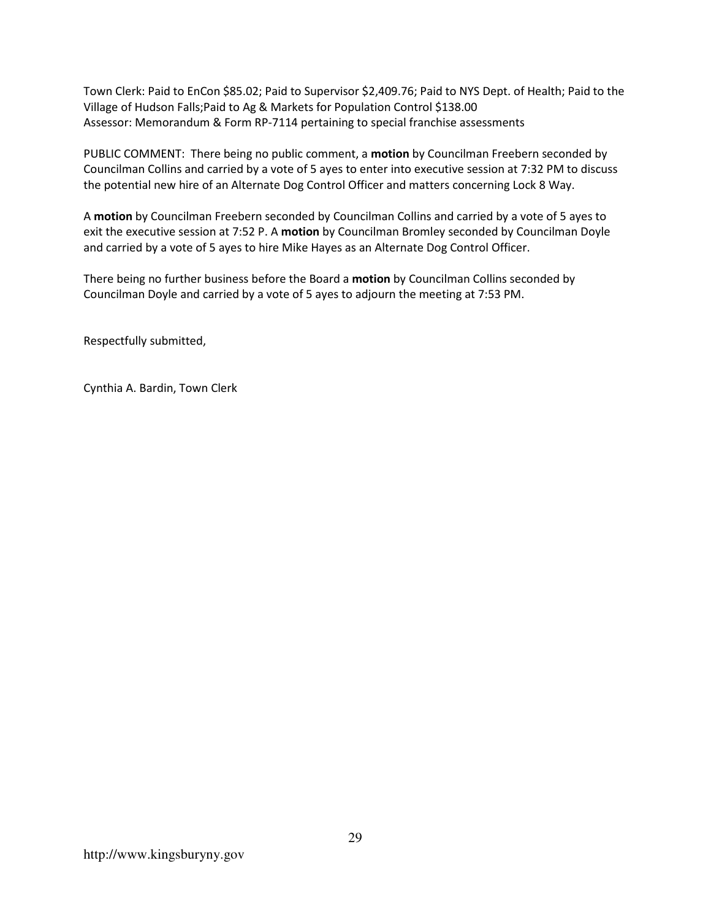Town Clerk: Paid to EnCon $85.02; Paid to Supervisor $2,409.76; Paid to NYS Dept. of Health; Paid to the Village of Hudson Falls;Paid to Ag & Markets for Population Control $138.00
Assessor: Memorandum & Form RP-7114 pertaining to special franchise assessments

PUBLIC COMMENT: There being no public comment, a **motion** by Councilman Freebern seconded by Councilman Collins and carried by a vote of 5 ayes to enter into executive session at 7:32 PM to discuss the potential new hire of an Alternate Dog Control Officer and matters concerning Lock 8 Way.

A **motion** by Councilman Freebern seconded by Councilman Collins and carried by a vote of 5 ayes to exit the executive session at 7:52 P. A **motion** by Councilman Bromley seconded by Councilman Doyle and carried by a vote of 5 ayes to hire Mike Hayes as an Alternate Dog Control Officer.

There being no further business before the Board a **motion** by Councilman Collins seconded by Councilman Doyle and carried by a vote of 5 ayes to adjourn the meeting at 7:53 PM.

Respectfully submitted,

Cynthia A. Bardin, Town Clerk

http://www.kingsburyny.gov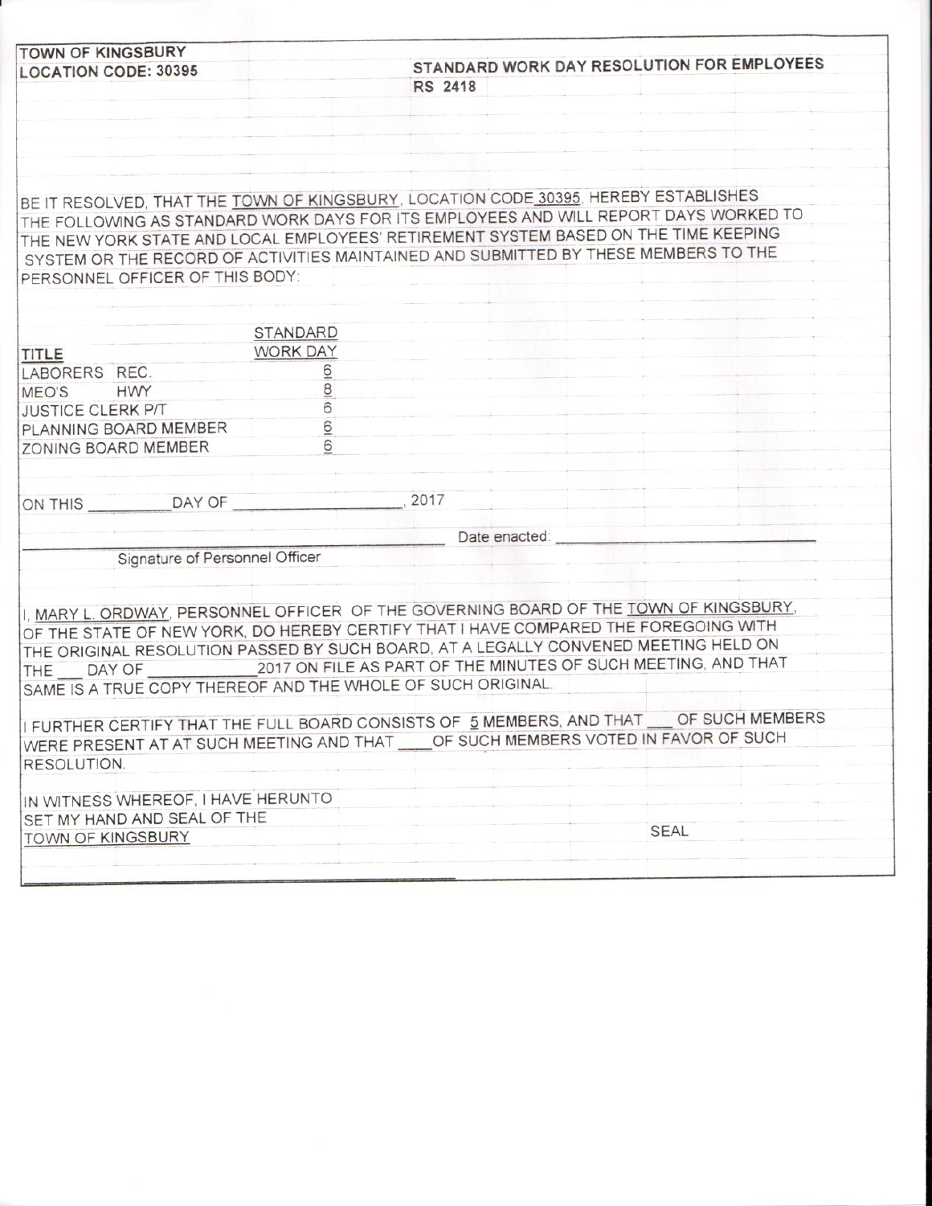TOWN OF KINGSBURY
LOCATION CODE: 30395

**STANDARD WORK DAY RESOLUTION FOR EMPLOYEES**
**RS 2418**

BE IT RESOLVED, THAT THE TOWN OF KINGSBURY, LOCATION CODE 30395, HEREBY ESTABLISHES THE FOLLOWING AS STANDARD WORK DAYS FOR ITS EMPLOYEES AND WILL REPORT DAYS WORKED TO THE NEW YORK STATE AND LOCAL EMPLOYEES' RETIREMENT SYSTEM BASED ON THE TIME KEEPING SYSTEM OR THE RECORD OF ACTIVITIES MAINTAINED AND SUBMITTED BY THESE MEMBERS TO THE PERSONNEL OFFICER OF THIS BODY:

| TITLE | STANDARD WORK DAY |
|---|---|
| LABORERS REC. | 6 |
| MEO'S HWY | 8 |
| JUSTICE CLERK P/T | 6 |
| PLANNING BOARD MEMBER | 6 |
| ZONING BOARD MEMBER | 6 |

ON THIS _________ DAY OF __________________, 2017

_______________________________ Date enacted: ______________________

Signature of Personnel Officer

I, MARY L. ORDWAY, PERSONNEL OFFICER OF THE GOVERNING BOARD OF THE TOWN OF KINGSBURY, OF THE STATE OF NEW YORK, DO HEREBY CERTIFY THAT I HAVE COMPARED THE FOREGOING WITH THE ORIGINAL RESOLUTION PASSED BY SUCH BOARD, AT A LEGALLY CONVENED MEETING HELD ON THE ___ DAY OF ____________ 2017 ON FILE AS PART OF THE MINUTES OF SUCH MEETING, AND THAT SAME IS A TRUE COPY THEREOF AND THE WHOLE OF SUCH ORIGINAL.

I FURTHER CERTIFY THAT THE FULL BOARD CONSISTS OF 5 MEMBERS, AND THAT ___ OF SUCH MEMBERS WERE PRESENT AT AT SUCH MEETING AND THAT ____ OF SUCH MEMBERS VOTED IN FAVOR OF SUCH RESOLUTION.

IN WITNESS WHEREOF, I HAVE HERUNTO SET MY HAND AND SEAL OF THE TOWN OF KINGSBURY

SEAL

_______________________________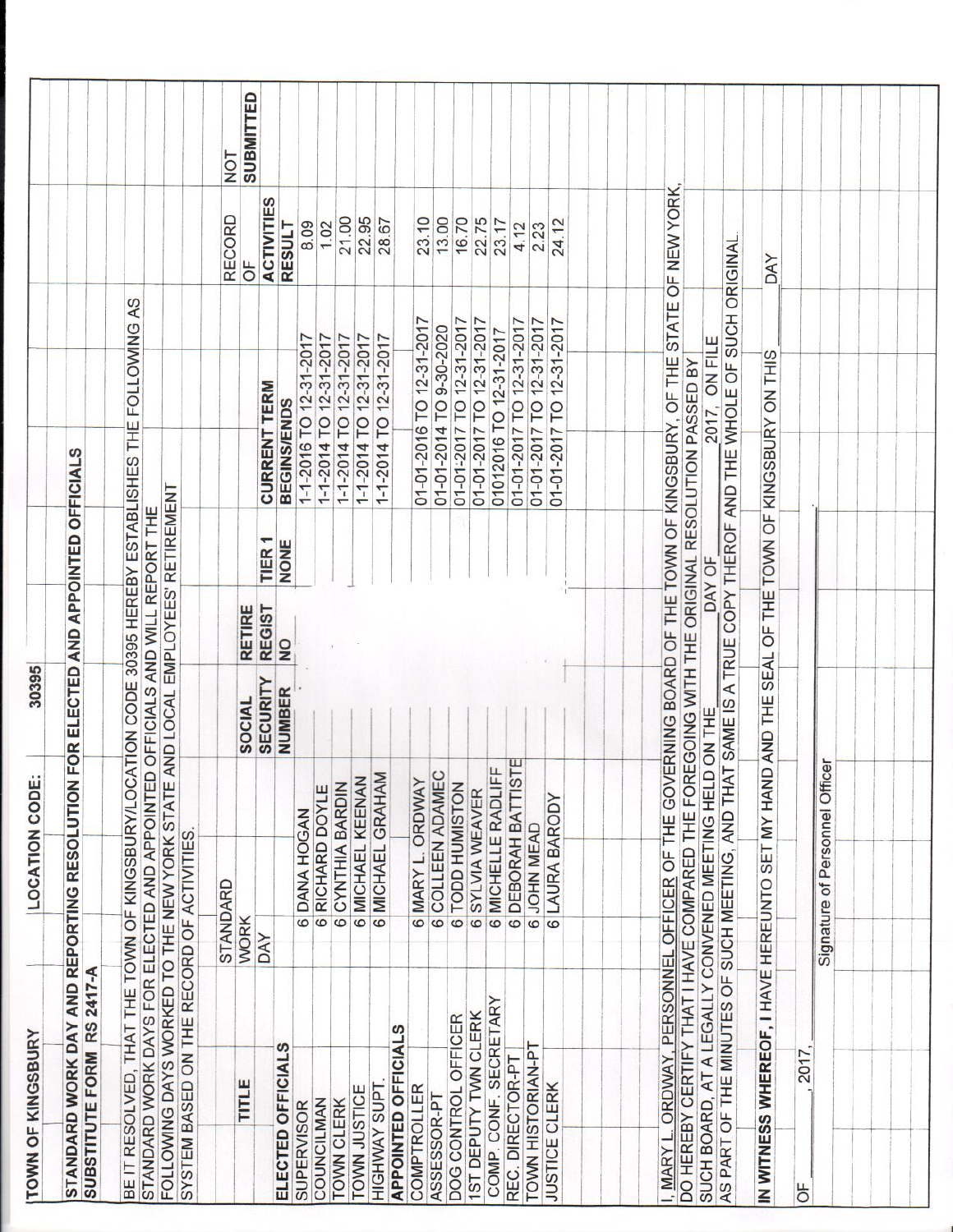TOWN OF KINGSBURY LOCATION CODE: 30395

**STANDARD WORK DAY AND REPORTING RESOLUTION FOR ELECTED AND APPOINTED OFFICIALS**
**SUBSTITUTE FORM RS 2417-A**

BE IT RESOLVED, THAT THE TOWN OF KINGSBURY/LOCATION CODE 30395 HEREBY ESTABLISHES THE FOLLOWING AS STANDARD WORK DAYS FOR ELECTED AND APPOINTED OFFICIALS AND WILL REPORT THE FOLLOWING DAYS WORKED TO THE NEW YORK STATE AND LOCAL EMPLOYEES' RETIREMENT SYSTEM BASED ON THE RECORD OF ACTIVITIES.

| TITLE | STANDARD WORK DAY | | SOCIAL SECURITY NUMBER | RETIRE REGIST | TIER 1 | CURRENT TERM BEGINS/ENDS | RECORD OF ACTIVITIES RESULT | NOT SUBMITTED |
|---|---|---|---|---|---|---|---|---|
| **ELECTED OFFICIALS** | | | | NO | NONE | | | |
| SUPERVISOR | 6 | DANA HOGAN | | | | 1-1-2016 TO 12-31-2017 | 8.09 | |
| COUNCILMAN | 6 | RICHARD DOYLE | | | | 1-1-2014 TO 12-31-2017 | 1.02 | |
| TOWN CLERK | 6 | CYNTHIA BARDIN | | | | 1-1-2014 TO 12-31-2017 | 21.00 | |
| TOWN JUSTICE | 6 | MICHAEL KEENAN | | | | 1-1-2014 TO 12-31-2017 | 22.95 | |
| HIGHWAY SUPT. | 6 | MICHAEL GRAHAM | | | | 1-1-2014 TO 12-31-2017 | 28.67 | |
| **APPOINTED OFFICIALS** | | | | | | | | |
| COMPTROLLER | 6 | MARY L. ORDWAY | | | | 01-01-2016 TO 12-31-2017 | 23.10 | |
| ASSESSOR-PT | 6 | COLLEEN ADAMEC | | | | 01-01-2014 TO 9-30-2020 | 13.00 | |
| DOG CONTROL OFFICER | 6 | TODD HUMISTON | | | | 01-01-2017 TO 12-31-2017 | 16.70 | |
| 1ST DEPUTY TWN CLERK | 6 | SYLVIA WEAVER | | | | 01-01-2017 TO 12-31-2017 | 22.75 | |
| COMP. CONF. SECRETARY | 6 | MICHELLE RADLIFF | | | | 01012016 TO 12-31-2017 | 23.17 | |
| REC. DIRECTOR-PT | 6 | DEBORAH BATTISTE | | | | 01-01-2017 TO 12-31-2017 | 4.12 | |
| TOWN HISTORIAN-PT | 6 | JOHN MEAD | | | | 01-01-2017 TO 12-31-2017 | 2.23 | |
| JUSTICE CLERK | 6 | LAURA BARODY | | | | 01-01-2017 TO 12-31-2017 | 24.12 | |

I, MARY L. ORDWAY, PERSONNEL OFFICER OF THE GOVERNING BOARD OF THE TOWN OF KINGSBURY, OF THE STATE OF NEW YORK, DO HEREBY CERTIFY THAT I HAVE COMPARED THE FOREGOING WITH THE ORIGINAL RESOLUTION PASSED BY SUCH BOARD, AT A LEGALLY CONVENED MEETING HELD ON THE ______ DAY OF ______ 2017, ON FILE AS PART OF THE MINUTES OF SUCH MEETING, AND THAT SAME IS A TRUE COPY THEROF AND THE WHOLE OF SUCH ORIGINAL.

**IN WITNESS WHEREOF,** I HAVE HEREUNTO SET MY HAND AND THE SEAL OF THE TOWN OF KINGSBURY ON THIS ______ DAY OF ______, 2017.

______________________
Signature of Personnel Officer